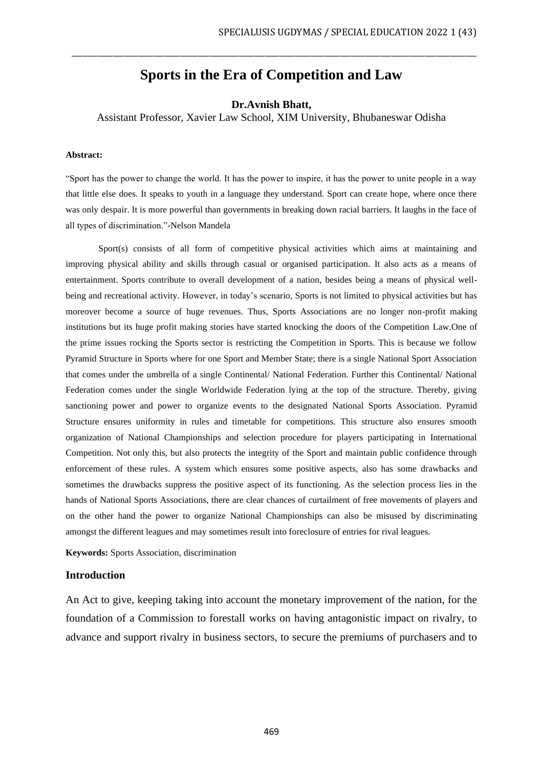# Sports in the Era of Competition and Law

**Dr.Avnish Bhatt,**

Assistant Professor, Xavier Law School, XIM University, Bhubaneswar Odisha

**Abstract:**

"Sport has the power to change the world. It has the power to inspire, it has the power to unite people in a way that little else does. It speaks to youth in a language they understand. Sport can create hope, where once there was only despair. It is more powerful than governments in breaking down racial barriers. It laughs in the face of all types of discrimination."-Nelson Mandela

Sport(s) consists of all form of competitive physical activities which aims at maintaining and improving physical ability and skills through casual or organised participation. It also acts as a means of entertainment. Sports contribute to overall development of a nation, besides being a means of physical well-being and recreational activity. However, in today's scenario, Sports is not limited to physical activities but has moreover become a source of huge revenues. Thus, Sports Associations are no longer non-profit making institutions but its huge profit making stories have started knocking the doors of the Competition Law.One of the prime issues rocking the Sports sector is restricting the Competition in Sports. This is because we follow Pyramid Structure in Sports where for one Sport and Member State; there is a single National Sport Association that comes under the umbrella of a single Continental/ National Federation. Further this Continental/ National Federation comes under the single Worldwide Federation lying at the top of the structure. Thereby, giving sanctioning power and power to organize events to the designated National Sports Association. Pyramid Structure ensures uniformity in rules and timetable for competitions. This structure also ensures smooth organization of National Championships and selection procedure for players participating in International Competition. Not only this, but also protects the integrity of the Sport and maintain public confidence through enforcement of these rules. A system which ensures some positive aspects, also has some drawbacks and sometimes the drawbacks suppress the positive aspect of its functioning. As the selection process lies in the hands of National Sports Associations, there are clear chances of curtailment of free movements of players and on the other hand the power to organize National Championships can also be misused by discriminating amongst the different leagues and may sometimes result into foreclosure of entries for rival leagues.

**Keywords:** Sports Association, discrimination

## Introduction

An Act to give, keeping taking into account the monetary improvement of the nation, for the foundation of a Commission to forestall works on having antagonistic impact on rivalry, to advance and support rivalry in business sectors, to secure the premiums of purchasers and to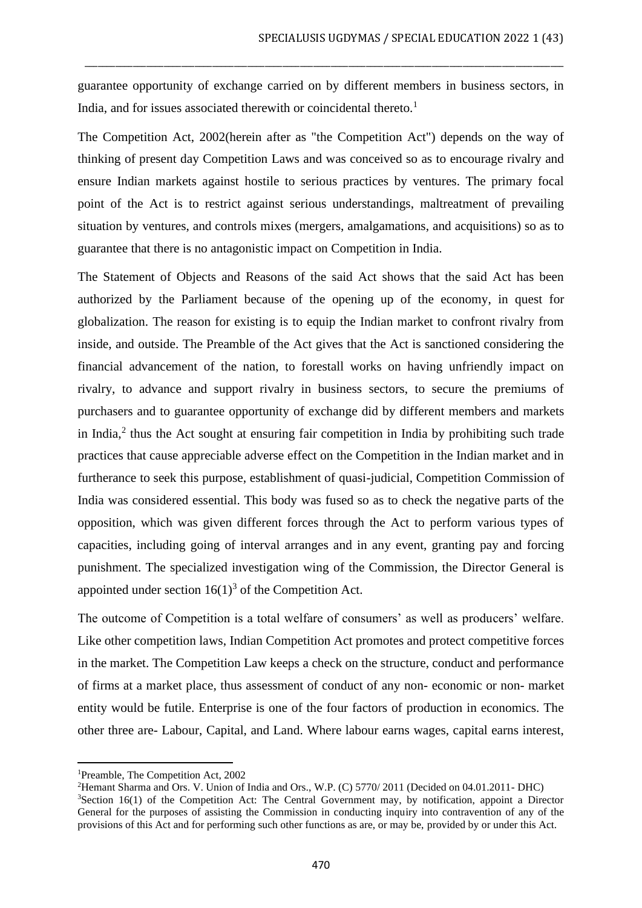guarantee opportunity of exchange carried on by different members in business sectors, in India, and for issues associated therewith or coincidental thereto.[1]

The Competition Act, 2002(herein after as "the Competition Act") depends on the way of thinking of present day Competition Laws and was conceived so as to encourage rivalry and ensure Indian markets against hostile to serious practices by ventures. The primary focal point of the Act is to restrict against serious understandings, maltreatment of prevailing situation by ventures, and controls mixes (mergers, amalgamations, and acquisitions) so as to guarantee that there is no antagonistic impact on Competition in India.

The Statement of Objects and Reasons of the said Act shows that the said Act has been authorized by the Parliament because of the opening up of the economy, in quest for globalization. The reason for existing is to equip the Indian market to confront rivalry from inside, and outside. The Preamble of the Act gives that the Act is sanctioned considering the financial advancement of the nation, to forestall works on having unfriendly impact on rivalry, to advance and support rivalry in business sectors, to secure the premiums of purchasers and to guarantee opportunity of exchange did by different members and markets in India,[2] thus the Act sought at ensuring fair competition in India by prohibiting such trade practices that cause appreciable adverse effect on the Competition in the Indian market and in furtherance to seek this purpose, establishment of quasi-judicial, Competition Commission of India was considered essential. This body was fused so as to check the negative parts of the opposition, which was given different forces through the Act to perform various types of capacities, including going of interval arranges and in any event, granting pay and forcing punishment. The specialized investigation wing of the Commission, the Director General is appointed under section 16(1)[3] of the Competition Act.

The outcome of Competition is a total welfare of consumers' as well as producers' welfare. Like other competition laws, Indian Competition Act promotes and protect competitive forces in the market. The Competition Law keeps a check on the structure, conduct and performance of firms at a market place, thus assessment of conduct of any non- economic or non- market entity would be futile. Enterprise is one of the four factors of production in economics. The other three are- Labour, Capital, and Land. Where labour earns wages, capital earns interest,

---

[1]Preamble, The Competition Act, 2002

[2]Hemant Sharma and Ors. V. Union of India and Ors., W.P. (C) 5770/ 2011 (Decided on 04.01.2011- DHC)

[3]Section 16(1) of the Competition Act: The Central Government may, by notification, appoint a Director General for the purposes of assisting the Commission in conducting inquiry into contravention of any of the provisions of this Act and for performing such other functions as are, or may be, provided by or under this Act.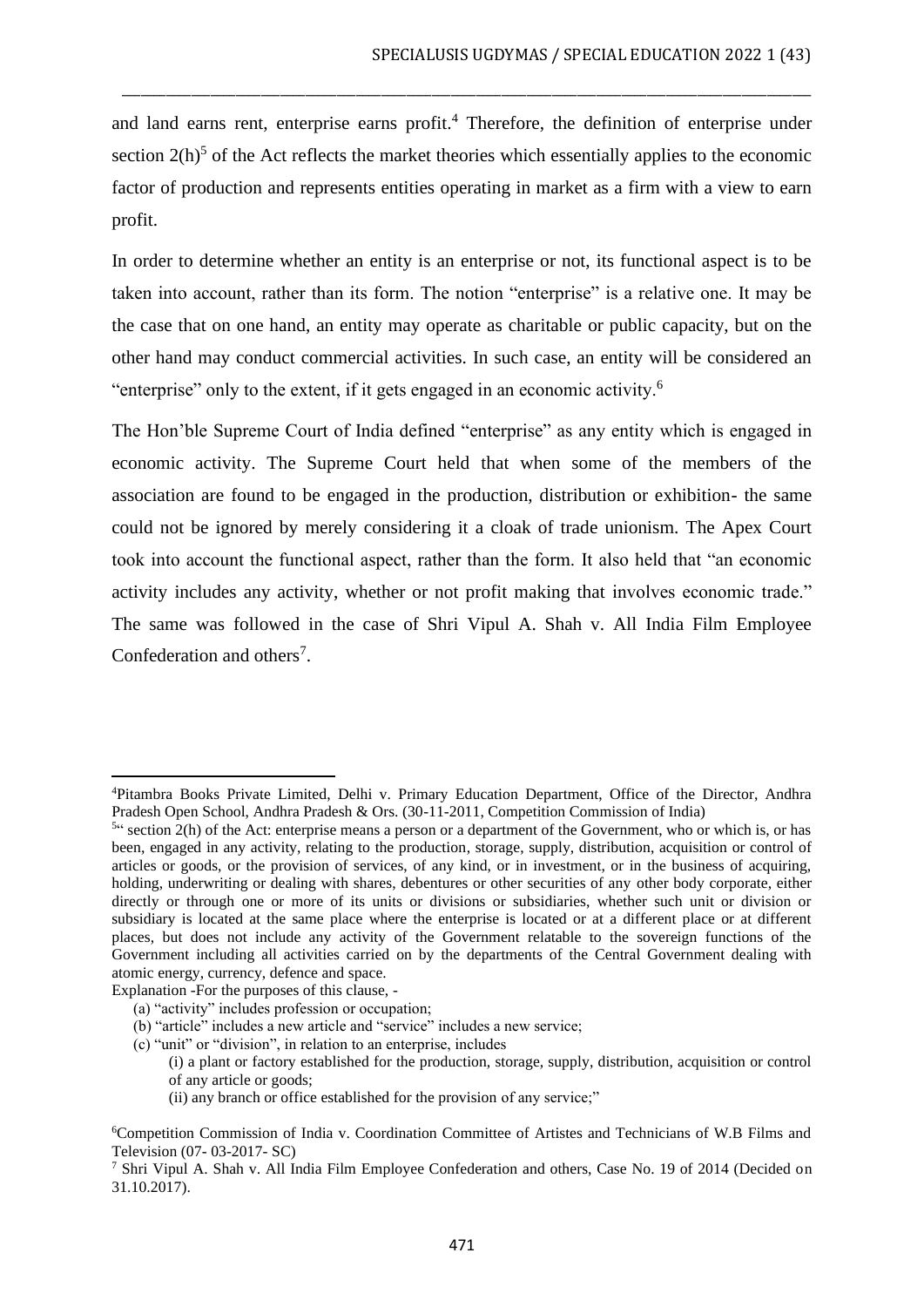and land earns rent, enterprise earns profit.[4] Therefore, the definition of enterprise under section 2(h)[5] of the Act reflects the market theories which essentially applies to the economic factor of production and represents entities operating in market as a firm with a view to earn profit.

In order to determine whether an entity is an enterprise or not, its functional aspect is to be taken into account, rather than its form. The notion "enterprise" is a relative one. It may be the case that on one hand, an entity may operate as charitable or public capacity, but on the other hand may conduct commercial activities. In such case, an entity will be considered an "enterprise" only to the extent, if it gets engaged in an economic activity.[6]

The Hon'ble Supreme Court of India defined "enterprise" as any entity which is engaged in economic activity. The Supreme Court held that when some of the members of the association are found to be engaged in the production, distribution or exhibition- the same could not be ignored by merely considering it a cloak of trade unionism. The Apex Court took into account the functional aspect, rather than the form. It also held that "an economic activity includes any activity, whether or not profit making that involves economic trade." The same was followed in the case of Shri Vipul A. Shah v. All India Film Employee Confederation and others[7].

---

[4] Pitambra Books Private Limited, Delhi v. Primary Education Department, Office of the Director, Andhra Pradesh Open School, Andhra Pradesh & Ors. (30-11-2011, Competition Commission of India)

[5] " section 2(h) of the Act: enterprise means a person or a department of the Government, who or which is, or has been, engaged in any activity, relating to the production, storage, supply, distribution, acquisition or control of articles or goods, or the provision of services, of any kind, or in investment, or in the business of acquiring, holding, underwriting or dealing with shares, debentures or other securities of any other body corporate, either directly or through one or more of its units or divisions or subsidiaries, whether such unit or division or subsidiary is located at the same place where the enterprise is located or at a different place or at different places, but does not include any activity of the Government relatable to the sovereign functions of the Government including all activities carried on by the departments of the Central Government dealing with atomic energy, currency, defence and space.

Explanation -For the purposes of this clause, -

(a) "activity" includes profession or occupation;

(b) "article" includes a new article and "service" includes a new service;

(c) "unit" or "division", in relation to an enterprise, includes

(i) a plant or factory established for the production, storage, supply, distribution, acquisition or control of any article or goods;

(ii) any branch or office established for the provision of any service;"

[6] Competition Commission of India v. Coordination Committee of Artistes and Technicians of W.B Films and Television (07- 03-2017- SC)

[7] Shri Vipul A. Shah v. All India Film Employee Confederation and others, Case No. 19 of 2014 (Decided on 31.10.2017).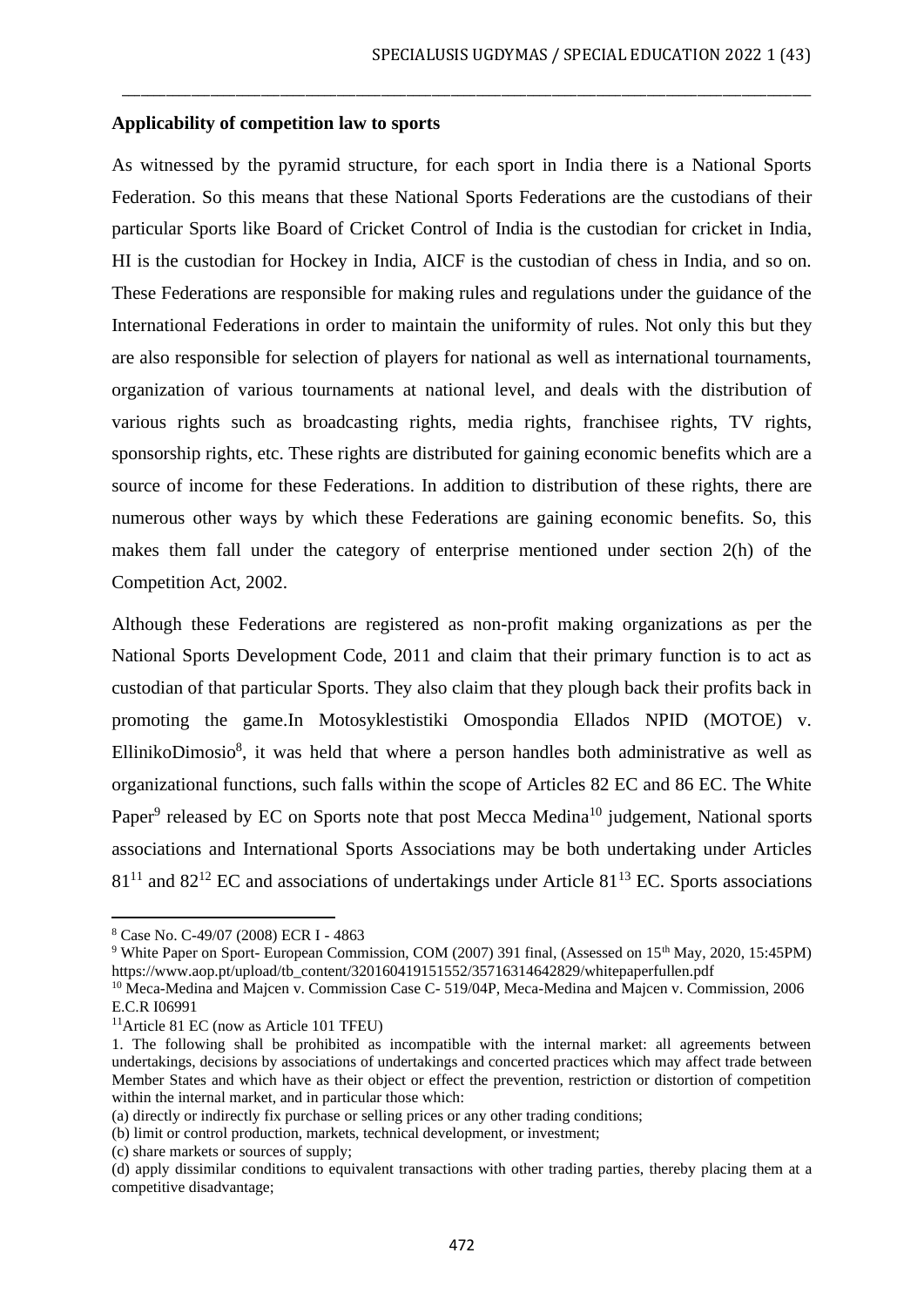**Applicability of competition law to sports**

As witnessed by the pyramid structure, for each sport in India there is a National Sports Federation. So this means that these National Sports Federations are the custodians of their particular Sports like Board of Cricket Control of India is the custodian for cricket in India, HI is the custodian for Hockey in India, AICF is the custodian of chess in India, and so on. These Federations are responsible for making rules and regulations under the guidance of the International Federations in order to maintain the uniformity of rules. Not only this but they are also responsible for selection of players for national as well as international tournaments, organization of various tournaments at national level, and deals with the distribution of various rights such as broadcasting rights, media rights, franchisee rights, TV rights, sponsorship rights, etc. These rights are distributed for gaining economic benefits which are a source of income for these Federations. In addition to distribution of these rights, there are numerous other ways by which these Federations are gaining economic benefits. So, this makes them fall under the category of enterprise mentioned under section 2(h) of the Competition Act, 2002.

Although these Federations are registered as non-profit making organizations as per the National Sports Development Code, 2011 and claim that their primary function is to act as custodian of that particular Sports. They also claim that they plough back their profits back in promoting the game.In Motosyklestistiki Omospondia Ellados NPID (MOTOE) v. EllinikoDimosio[8], it was held that where a person handles both administrative as well as organizational functions, such falls within the scope of Articles 82 EC and 86 EC. The White Paper[9] released by EC on Sports note that post Mecca Medina[10] judgement, National sports associations and International Sports Associations may be both undertaking under Articles 81[11] and 82[12] EC and associations of undertakings under Article 81[13] EC. Sports associations

---

[8] Case No. C-49/07 (2008) ECR I - 4863

[9] White Paper on Sport- European Commission, COM (2007) 391 final, (Assessed on 15th May, 2020, 15:45PM) https://www.aop.pt/upload/tb_content/320160419151552/35716314642829/whitepaperfullen.pdf

[10] Meca-Medina and Majcen v. Commission Case C- 519/04P, Meca-Medina and Majcen v. Commission, 2006 E.C.R I06991

[11] Article 81 EC (now as Article 101 TFEU)

1. The following shall be prohibited as incompatible with the internal market: all agreements between undertakings, decisions by associations of undertakings and concerted practices which may affect trade between Member States and which have as their object or effect the prevention, restriction or distortion of competition within the internal market, and in particular those which:

(a) directly or indirectly fix purchase or selling prices or any other trading conditions;

(b) limit or control production, markets, technical development, or investment;

(c) share markets or sources of supply;

(d) apply dissimilar conditions to equivalent transactions with other trading parties, thereby placing them at a competitive disadvantage;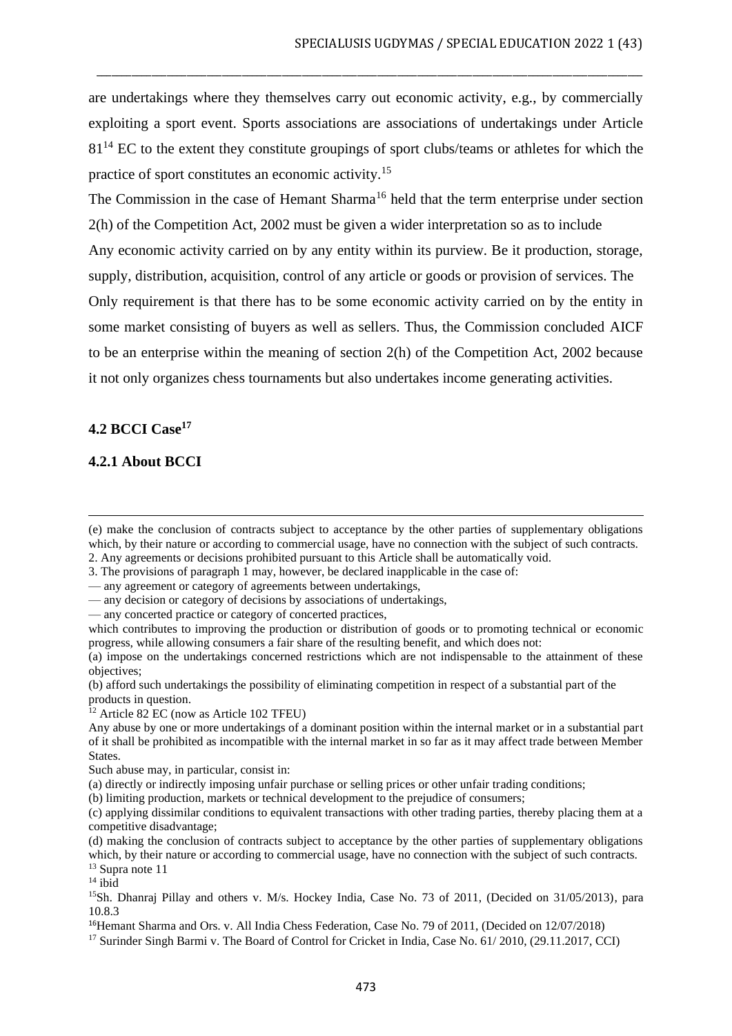are undertakings where they themselves carry out economic activity, e.g., by commercially exploiting a sport event. Sports associations are associations of undertakings under Article 81[14] EC to the extent they constitute groupings of sport clubs/teams or athletes for which the practice of sport constitutes an economic activity.[15]

The Commission in the case of Hemant Sharma[16] held that the term enterprise under section 2(h) of the Competition Act, 2002 must be given a wider interpretation so as to include Any economic activity carried on by any entity within its purview. Be it production, storage, supply, distribution, acquisition, control of any article or goods or provision of services. The Only requirement is that there has to be some economic activity carried on by the entity in some market consisting of buyers as well as sellers. Thus, the Commission concluded AICF to be an enterprise within the meaning of section 2(h) of the Competition Act, 2002 because it not only organizes chess tournaments but also undertakes income generating activities.

### 4.2 BCCI Case[17]

#### 4.2.1 About BCCI

---

(e) make the conclusion of contracts subject to acceptance by the other parties of supplementary obligations which, by their nature or according to commercial usage, have no connection with the subject of such contracts.
2. Any agreements or decisions prohibited pursuant to this Article shall be automatically void.
3. The provisions of paragraph 1 may, however, be declared inapplicable in the case of:
— any agreement or category of agreements between undertakings,
— any decision or category of decisions by associations of undertakings,
— any concerted practice or category of concerted practices,
which contributes to improving the production or distribution of goods or to promoting technical or economic progress, while allowing consumers a fair share of the resulting benefit, and which does not:
(a) impose on the undertakings concerned restrictions which are not indispensable to the attainment of these objectives;
(b) afford such undertakings the possibility of eliminating competition in respect of a substantial part of the products in question.

[12] Article 82 EC (now as Article 102 TFEU)
Any abuse by one or more undertakings of a dominant position within the internal market or in a substantial part of it shall be prohibited as incompatible with the internal market in so far as it may affect trade between Member States.
Such abuse may, in particular, consist in:
(a) directly or indirectly imposing unfair purchase or selling prices or other unfair trading conditions;
(b) limiting production, markets or technical development to the prejudice of consumers;
(c) applying dissimilar conditions to equivalent transactions with other trading parties, thereby placing them at a competitive disadvantage;
(d) making the conclusion of contracts subject to acceptance by the other parties of supplementary obligations which, by their nature or according to commercial usage, have no connection with the subject of such contracts.

[13] Supra note 11

[14] ibid

[15] Sh. Dhanraj Pillay and others v. M/s. Hockey India, Case No. 73 of 2011, (Decided on 31/05/2013), para 10.8.3

[16] Hemant Sharma and Ors. v. All India Chess Federation, Case No. 79 of 2011, (Decided on 12/07/2018)

[17] Surinder Singh Barmi v. The Board of Control for Cricket in India, Case No. 61/ 2010, (29.11.2017, CCI)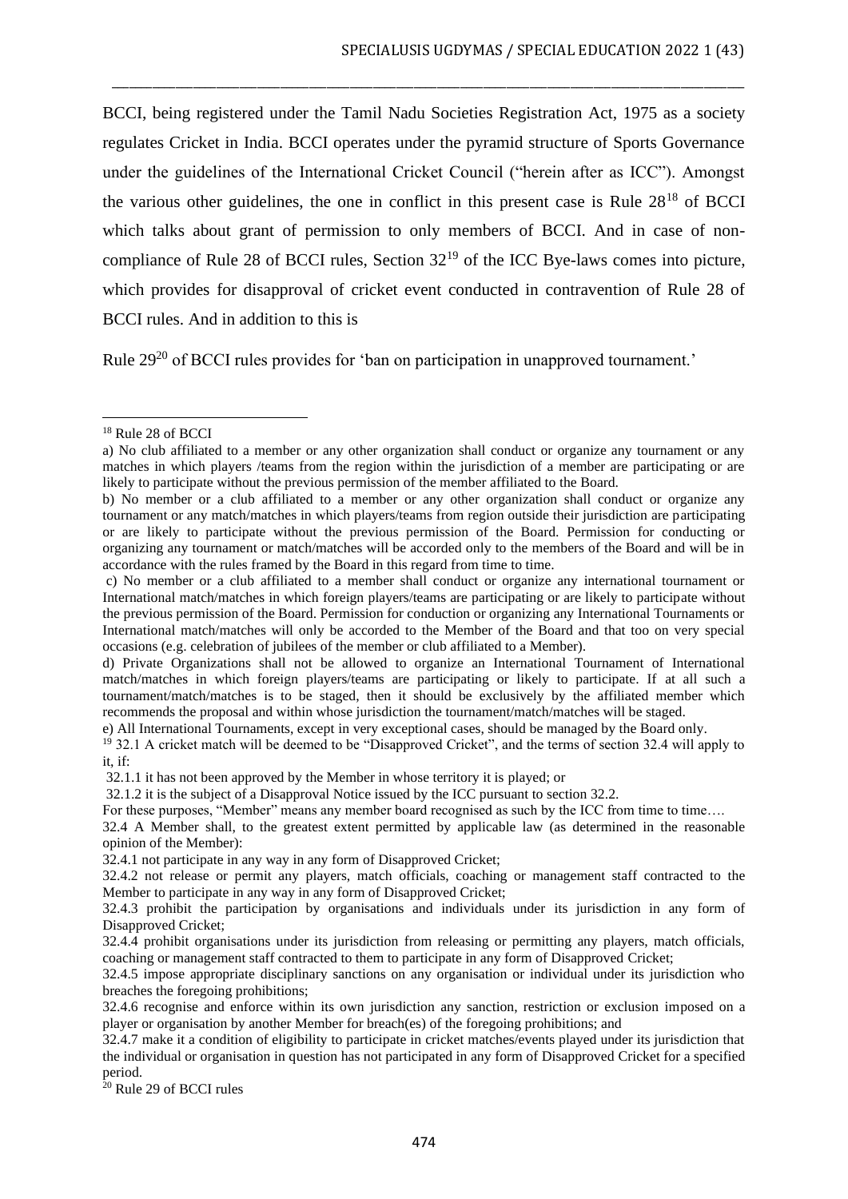BCCI, being registered under the Tamil Nadu Societies Registration Act, 1975 as a society regulates Cricket in India. BCCI operates under the pyramid structure of Sports Governance under the guidelines of the International Cricket Council ("herein after as ICC"). Amongst the various other guidelines, the one in conflict in this present case is Rule 28[18] of BCCI which talks about grant of permission to only members of BCCI. And in case of non-compliance of Rule 28 of BCCI rules, Section 32[19] of the ICC Bye-laws comes into picture, which provides for disapproval of cricket event conducted in contravention of Rule 28 of BCCI rules. And in addition to this is

Rule 29[20] of BCCI rules provides for 'ban on participation in unapproved tournament.'

---

[18] Rule 28 of BCCI

a) No club affiliated to a member or any other organization shall conduct or organize any tournament or any matches in which players /teams from the region within the jurisdiction of a member are participating or are likely to participate without the previous permission of the member affiliated to the Board.

b) No member or a club affiliated to a member or any other organization shall conduct or organize any tournament or any match/matches in which players/teams from region outside their jurisdiction are participating or are likely to participate without the previous permission of the Board. Permission for conducting or organizing any tournament or match/matches will be accorded only to the members of the Board and will be in accordance with the rules framed by the Board in this regard from time to time.

c) No member or a club affiliated to a member shall conduct or organize any international tournament or International match/matches in which foreign players/teams are participating or are likely to participate without the previous permission of the Board. Permission for conduction or organizing any International Tournaments or International match/matches will only be accorded to the Member of the Board and that too on very special occasions (e.g. celebration of jubilees of the member or club affiliated to a Member).

d) Private Organizations shall not be allowed to organize an International Tournament of International match/matches in which foreign players/teams are participating or likely to participate. If at all such a tournament/match/matches is to be staged, then it should be exclusively by the affiliated member which recommends the proposal and within whose jurisdiction the tournament/match/matches will be staged.

e) All International Tournaments, except in very exceptional cases, should be managed by the Board only.

[19] 32.1 A cricket match will be deemed to be "Disapproved Cricket", and the terms of section 32.4 will apply to it, if:

32.1.1 it has not been approved by the Member in whose territory it is played; or

32.1.2 it is the subject of a Disapproval Notice issued by the ICC pursuant to section 32.2.

For these purposes, "Member" means any member board recognised as such by the ICC from time to time….

32.4 A Member shall, to the greatest extent permitted by applicable law (as determined in the reasonable opinion of the Member):

32.4.1 not participate in any way in any form of Disapproved Cricket;

32.4.2 not release or permit any players, match officials, coaching or management staff contracted to the Member to participate in any way in any form of Disapproved Cricket;

32.4.3 prohibit the participation by organisations and individuals under its jurisdiction in any form of Disapproved Cricket;

32.4.4 prohibit organisations under its jurisdiction from releasing or permitting any players, match officials, coaching or management staff contracted to them to participate in any form of Disapproved Cricket;

32.4.5 impose appropriate disciplinary sanctions on any organisation or individual under its jurisdiction who breaches the foregoing prohibitions;

32.4.6 recognise and enforce within its own jurisdiction any sanction, restriction or exclusion imposed on a player or organisation by another Member for breach(es) of the foregoing prohibitions; and

32.4.7 make it a condition of eligibility to participate in cricket matches/events played under its jurisdiction that the individual or organisation in question has not participated in any form of Disapproved Cricket for a specified period.

[20] Rule 29 of BCCI rules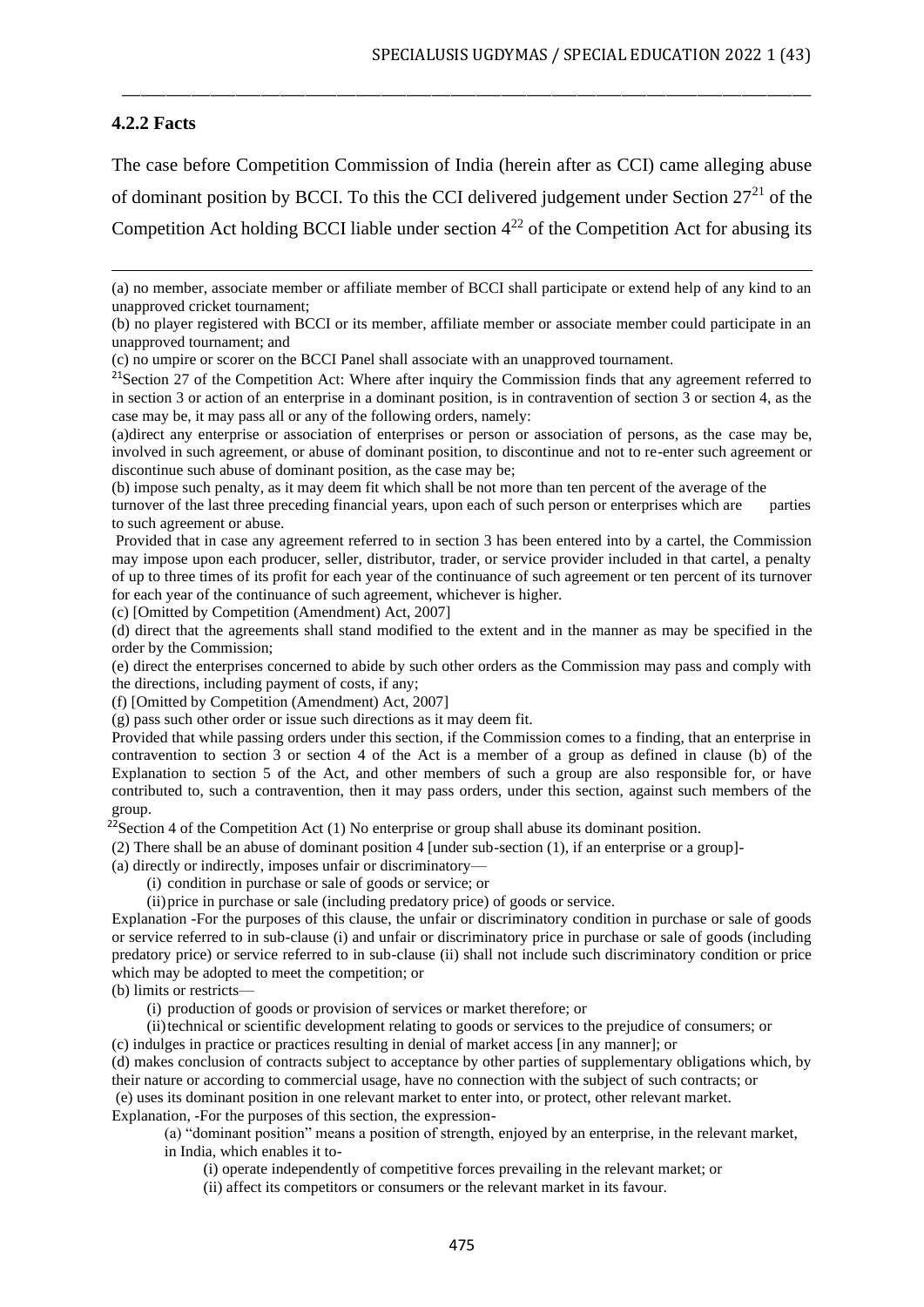### 4.2.2 Facts

The case before Competition Commission of India (herein after as CCI) came alleging abuse of dominant position by BCCI. To this the CCI delivered judgement under Section 27[21] of the Competition Act holding BCCI liable under section 4[22] of the Competition Act for abusing its

---

(a) no member, associate member or affiliate member of BCCI shall participate or extend help of any kind to an unapproved cricket tournament;

(b) no player registered with BCCI or its member, affiliate member or associate member could participate in an unapproved tournament; and

(c) no umpire or scorer on the BCCI Panel shall associate with an unapproved tournament.

[21] Section 27 of the Competition Act: Where after inquiry the Commission finds that any agreement referred to in section 3 or action of an enterprise in a dominant position, is in contravention of section 3 or section 4, as the case may be, it may pass all or any of the following orders, namely:

(a) direct any enterprise or association of enterprises or person or association of persons, as the case may be, involved in such agreement, or abuse of dominant position, to discontinue and not to re-enter such agreement or discontinue such abuse of dominant position, as the case may be;

(b) impose such penalty, as it may deem fit which shall be not more than ten percent of the average of the turnover of the last three preceding financial years, upon each of such person or enterprises which are parties to such agreement or abuse.

Provided that in case any agreement referred to in section 3 has been entered into by a cartel, the Commission may impose upon each producer, seller, distributor, trader, or service provider included in that cartel, a penalty of up to three times of its profit for each year of the continuance of such agreement or ten percent of its turnover for each year of the continuance of such agreement, whichever is higher.

(c) [Omitted by Competition (Amendment) Act, 2007]

(d) direct that the agreements shall stand modified to the extent and in the manner as may be specified in the order by the Commission;

(e) direct the enterprises concerned to abide by such other orders as the Commission may pass and comply with the directions, including payment of costs, if any;

(f) [Omitted by Competition (Amendment) Act, 2007]

(g) pass such other order or issue such directions as it may deem fit.

Provided that while passing orders under this section, if the Commission comes to a finding, that an enterprise in contravention to section 3 or section 4 of the Act is a member of a group as defined in clause (b) of the Explanation to section 5 of the Act, and other members of such a group are also responsible for, or have contributed to, such a contravention, then it may pass orders, under this section, against such members of the group.

[22] Section 4 of the Competition Act (1) No enterprise or group shall abuse its dominant position.

(2) There shall be an abuse of dominant position 4 [under sub-section (1), if an enterprise or a group]-

(a) directly or indirectly, imposes unfair or discriminatory—

(i) condition in purchase or sale of goods or service; or

(ii) price in purchase or sale (including predatory price) of goods or service.

Explanation -For the purposes of this clause, the unfair or discriminatory condition in purchase or sale of goods or service referred to in sub-clause (i) and unfair or discriminatory price in purchase or sale of goods (including predatory price) or service referred to in sub-clause (ii) shall not include such discriminatory condition or price which may be adopted to meet the competition; or

(b) limits or restricts—

(i) production of goods or provision of services or market therefore; or

(ii) technical or scientific development relating to goods or services to the prejudice of consumers; or

(c) indulges in practice or practices resulting in denial of market access [in any manner]; or

(d) makes conclusion of contracts subject to acceptance by other parties of supplementary obligations which, by their nature or according to commercial usage, have no connection with the subject of such contracts; or

(e) uses its dominant position in one relevant market to enter into, or protect, other relevant market.

Explanation, -For the purposes of this section, the expression-

(a) "dominant position" means a position of strength, enjoyed by an enterprise, in the relevant market, in India, which enables it to-

(i) operate independently of competitive forces prevailing in the relevant market; or

(ii) affect its competitors or consumers or the relevant market in its favour.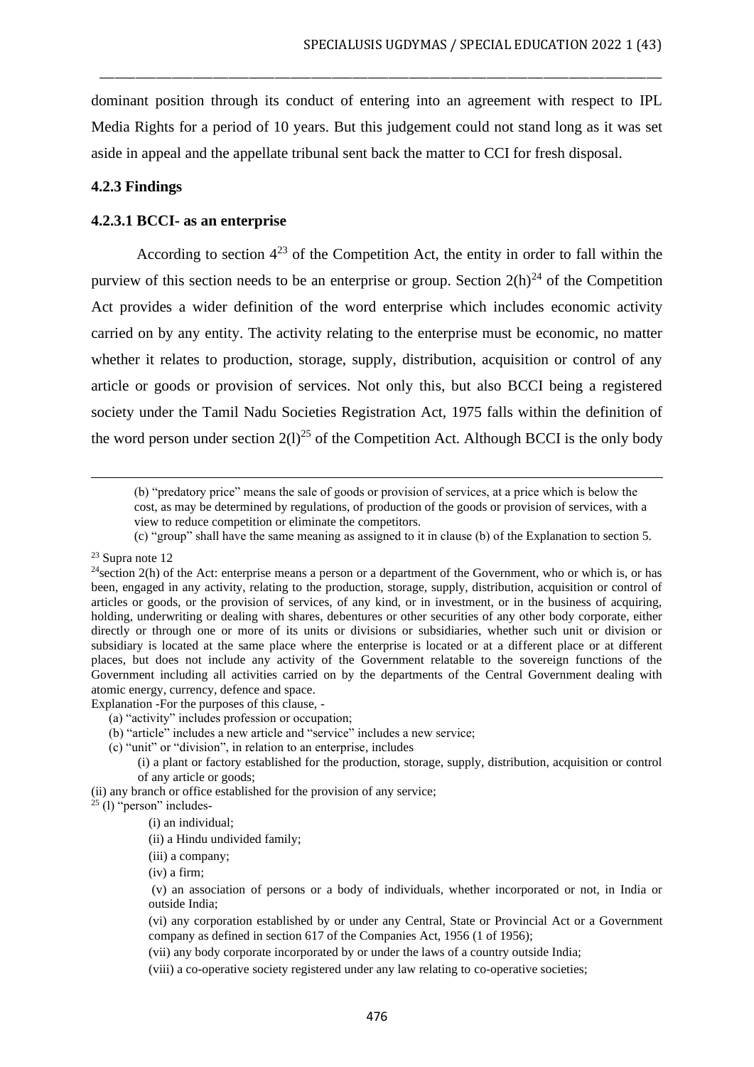dominant position through its conduct of entering into an agreement with respect to IPL Media Rights for a period of 10 years. But this judgement could not stand long as it was set aside in appeal and the appellate tribunal sent back the matter to CCI for fresh disposal.

### 4.2.3 Findings

#### 4.2.3.1 BCCI- as an enterprise

According to section 4[23] of the Competition Act, the entity in order to fall within the purview of this section needs to be an enterprise or group. Section 2(h)[24] of the Competition Act provides a wider definition of the word enterprise which includes economic activity carried on by any entity. The activity relating to the enterprise must be economic, no matter whether it relates to production, storage, supply, distribution, acquisition or control of any article or goods or provision of services. Not only this, but also BCCI being a registered society under the Tamil Nadu Societies Registration Act, 1975 falls within the definition of the word person under section 2(l)[25] of the Competition Act. Although BCCI is the only body

---

(b) "predatory price" means the sale of goods or provision of services, at a price which is below the cost, as may be determined by regulations, of production of the goods or provision of services, with a view to reduce competition or eliminate the competitors.

(c) "group" shall have the same meaning as assigned to it in clause (b) of the Explanation to section 5.

[23] Supra note 12

[24] section 2(h) of the Act: enterprise means a person or a department of the Government, who or which is, or has been, engaged in any activity, relating to the production, storage, supply, distribution, acquisition or control of articles or goods, or the provision of services, of any kind, or in investment, or in the business of acquiring, holding, underwriting or dealing with shares, debentures or other securities of any other body corporate, either directly or through one or more of its units or divisions or subsidiaries, whether such unit or division or subsidiary is located at the same place where the enterprise is located or at a different place or at different places, but does not include any activity of the Government relatable to the sovereign functions of the Government including all activities carried on by the departments of the Central Government dealing with atomic energy, currency, defence and space.

Explanation -For the purposes of this clause, -

(a) "activity" includes profession or occupation;

(b) "article" includes a new article and "service" includes a new service;

(c) "unit" or "division", in relation to an enterprise, includes

(i) a plant or factory established for the production, storage, supply, distribution, acquisition or control of any article or goods;

(ii) any branch or office established for the provision of any service;

[25] (l) "person" includes-

(i) an individual;

(ii) a Hindu undivided family;

(iii) a company;

(iv) a firm;

(v) an association of persons or a body of individuals, whether incorporated or not, in India or outside India;

(vi) any corporation established by or under any Central, State or Provincial Act or a Government company as defined in section 617 of the Companies Act, 1956 (1 of 1956);

(vii) any body corporate incorporated by or under the laws of a country outside India;

(viii) a co-operative society registered under any law relating to co-operative societies;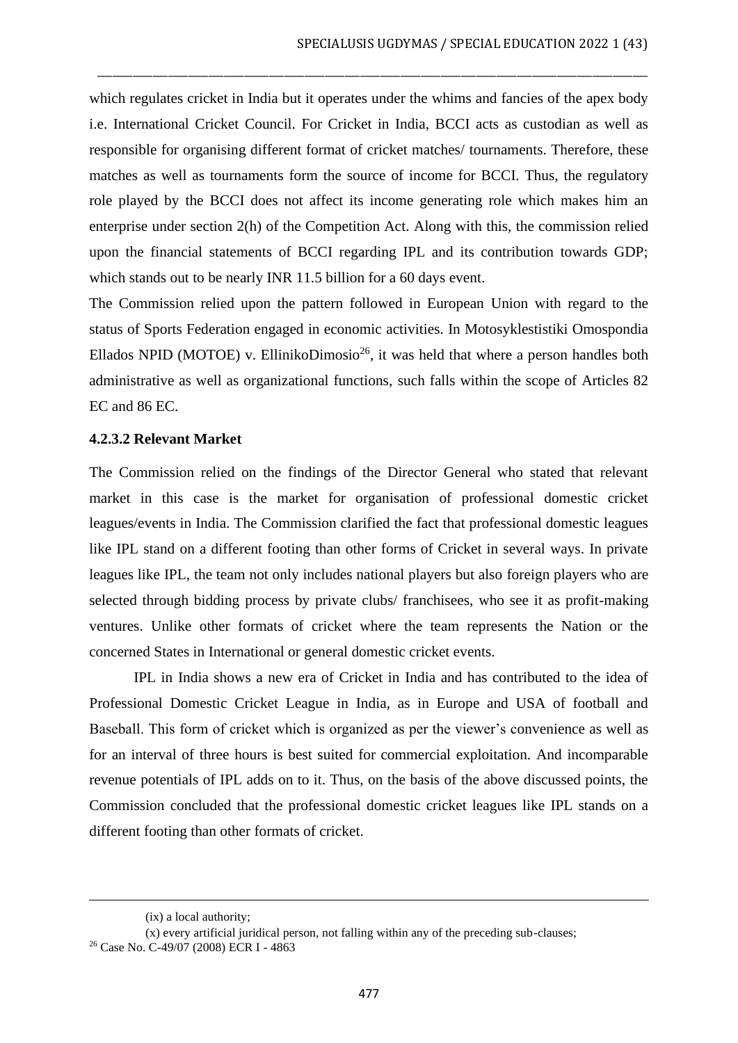which regulates cricket in India but it operates under the whims and fancies of the apex body i.e. International Cricket Council. For Cricket in India, BCCI acts as custodian as well as responsible for organising different format of cricket matches/ tournaments. Therefore, these matches as well as tournaments form the source of income for BCCI. Thus, the regulatory role played by the BCCI does not affect its income generating role which makes him an enterprise under section 2(h) of the Competition Act. Along with this, the commission relied upon the financial statements of BCCI regarding IPL and its contribution towards GDP; which stands out to be nearly INR 11.5 billion for a 60 days event.

The Commission relied upon the pattern followed in European Union with regard to the status of Sports Federation engaged in economic activities. In Motosyklestistiki Omospondia Ellados NPID (MOTOE) v. EllinikoDimosio[26], it was held that where a person handles both administrative as well as organizational functions, such falls within the scope of Articles 82 EC and 86 EC.

#### 4.2.3.2 Relevant Market

The Commission relied on the findings of the Director General who stated that relevant market in this case is the market for organisation of professional domestic cricket leagues/events in India. The Commission clarified the fact that professional domestic leagues like IPL stand on a different footing than other forms of Cricket in several ways. In private leagues like IPL, the team not only includes national players but also foreign players who are selected through bidding process by private clubs/ franchisees, who see it as profit-making ventures. Unlike other formats of cricket where the team represents the Nation or the concerned States in International or general domestic cricket events.

IPL in India shows a new era of Cricket in India and has contributed to the idea of Professional Domestic Cricket League in India, as in Europe and USA of football and Baseball. This form of cricket which is organized as per the viewer's convenience as well as for an interval of three hours is best suited for commercial exploitation. And incomparable revenue potentials of IPL adds on to it. Thus, on the basis of the above discussed points, the Commission concluded that the professional domestic cricket leagues like IPL stands on a different footing than other formats of cricket.

---

(ix) a local authority;

(x) every artificial juridical person, not falling within any of the preceding sub-clauses;

[26] Case No. C-49/07 (2008) ECR I - 4863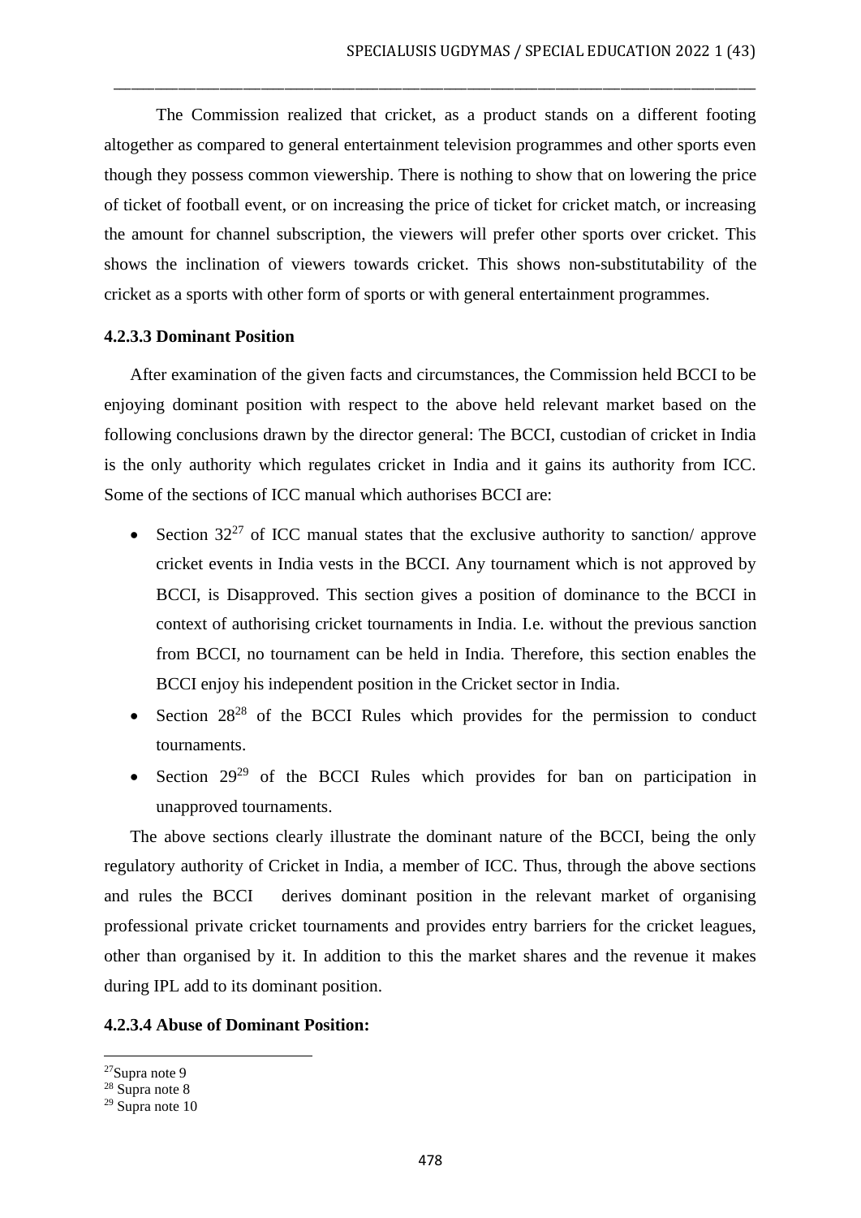The Commission realized that cricket, as a product stands on a different footing altogether as compared to general entertainment television programmes and other sports even though they possess common viewership. There is nothing to show that on lowering the price of ticket of football event, or on increasing the price of ticket for cricket match, or increasing the amount for channel subscription, the viewers will prefer other sports over cricket. This shows the inclination of viewers towards cricket. This shows non-substitutability of the cricket as a sports with other form of sports or with general entertainment programmes.

#### 4.2.3.3 Dominant Position

After examination of the given facts and circumstances, the Commission held BCCI to be enjoying dominant position with respect to the above held relevant market based on the following conclusions drawn by the director general: The BCCI, custodian of cricket in India is the only authority which regulates cricket in India and it gains its authority from ICC. Some of the sections of ICC manual which authorises BCCI are:

- Section 32[27] of ICC manual states that the exclusive authority to sanction/ approve cricket events in India vests in the BCCI. Any tournament which is not approved by BCCI, is Disapproved. This section gives a position of dominance to the BCCI in context of authorising cricket tournaments in India. I.e. without the previous sanction from BCCI, no tournament can be held in India. Therefore, this section enables the BCCI enjoy his independent position in the Cricket sector in India.
- Section 28[28] of the BCCI Rules which provides for the permission to conduct tournaments.
- Section 29[29] of the BCCI Rules which provides for ban on participation in unapproved tournaments.

The above sections clearly illustrate the dominant nature of the BCCI, being the only regulatory authority of Cricket in India, a member of ICC. Thus, through the above sections and rules the BCCI derives dominant position in the relevant market of organising professional private cricket tournaments and provides entry barriers for the cricket leagues, other than organised by it. In addition to this the market shares and the revenue it makes during IPL add to its dominant position.

#### 4.2.3.4 Abuse of Dominant Position:

---

[27] Supra note 9

[28] Supra note 8

[29] Supra note 10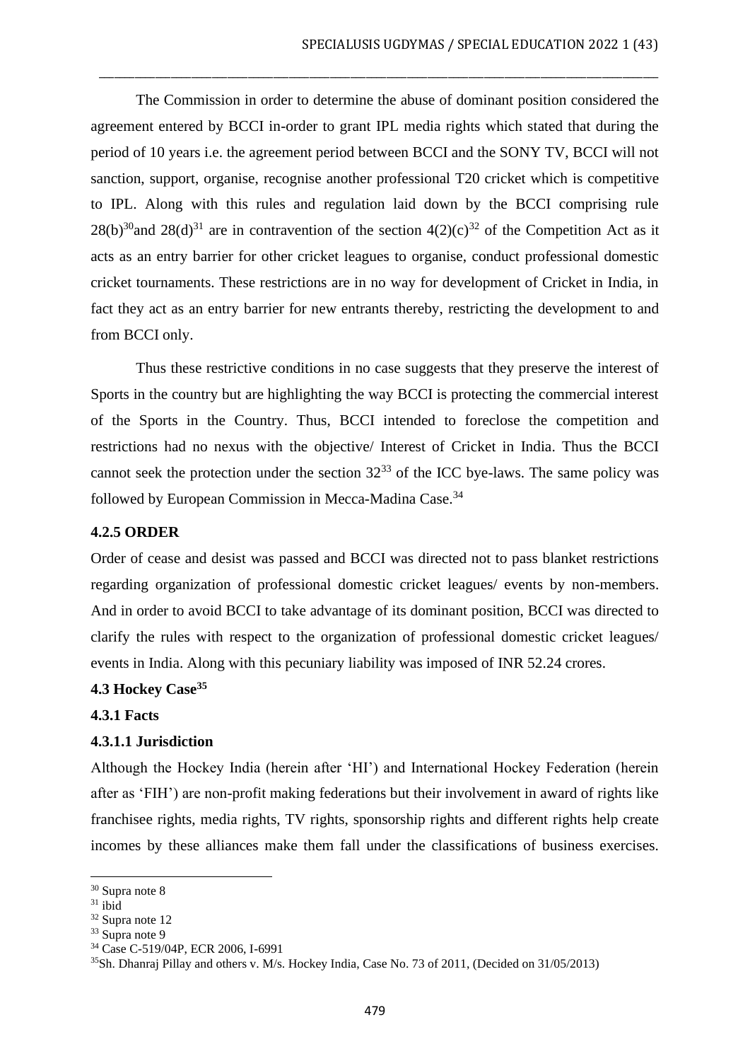The Commission in order to determine the abuse of dominant position considered the agreement entered by BCCI in-order to grant IPL media rights which stated that during the period of 10 years i.e. the agreement period between BCCI and the SONY TV, BCCI will not sanction, support, organise, recognise another professional T20 cricket which is competitive to IPL. Along with this rules and regulation laid down by the BCCI comprising rule 28(b)[30]and 28(d)[31] are in contravention of the section 4(2)(c)[32] of the Competition Act as it acts as an entry barrier for other cricket leagues to organise, conduct professional domestic cricket tournaments. These restrictions are in no way for development of Cricket in India, in fact they act as an entry barrier for new entrants thereby, restricting the development to and from BCCI only.

Thus these restrictive conditions in no case suggests that they preserve the interest of Sports in the country but are highlighting the way BCCI is protecting the commercial interest of the Sports in the Country. Thus, BCCI intended to foreclose the competition and restrictions had no nexus with the objective/ Interest of Cricket in India. Thus the BCCI cannot seek the protection under the section 32[33] of the ICC bye-laws. The same policy was followed by European Commission in Mecca-Madina Case.[34]

### 4.2.5 ORDER

Order of cease and desist was passed and BCCI was directed not to pass blanket restrictions regarding organization of professional domestic cricket leagues/ events by non-members. And in order to avoid BCCI to take advantage of its dominant position, BCCI was directed to clarify the rules with respect to the organization of professional domestic cricket leagues/ events in India. Along with this pecuniary liability was imposed of INR 52.24 crores.

## 4.3 Hockey Case[35]

### 4.3.1 Facts

#### 4.3.1.1 Jurisdiction

Although the Hockey India (herein after 'HI') and International Hockey Federation (herein after as 'FIH') are non-profit making federations but their involvement in award of rights like franchisee rights, media rights, TV rights, sponsorship rights and different rights help create incomes by these alliances make them fall under the classifications of business exercises.

---

[30] Supra note 8

[31] ibid

[32] Supra note 12

[33] Supra note 9

[34] Case C-519/04P, ECR 2006, I-6991

[35] Sh. Dhanraj Pillay and others v. M/s. Hockey India, Case No. 73 of 2011, (Decided on 31/05/2013)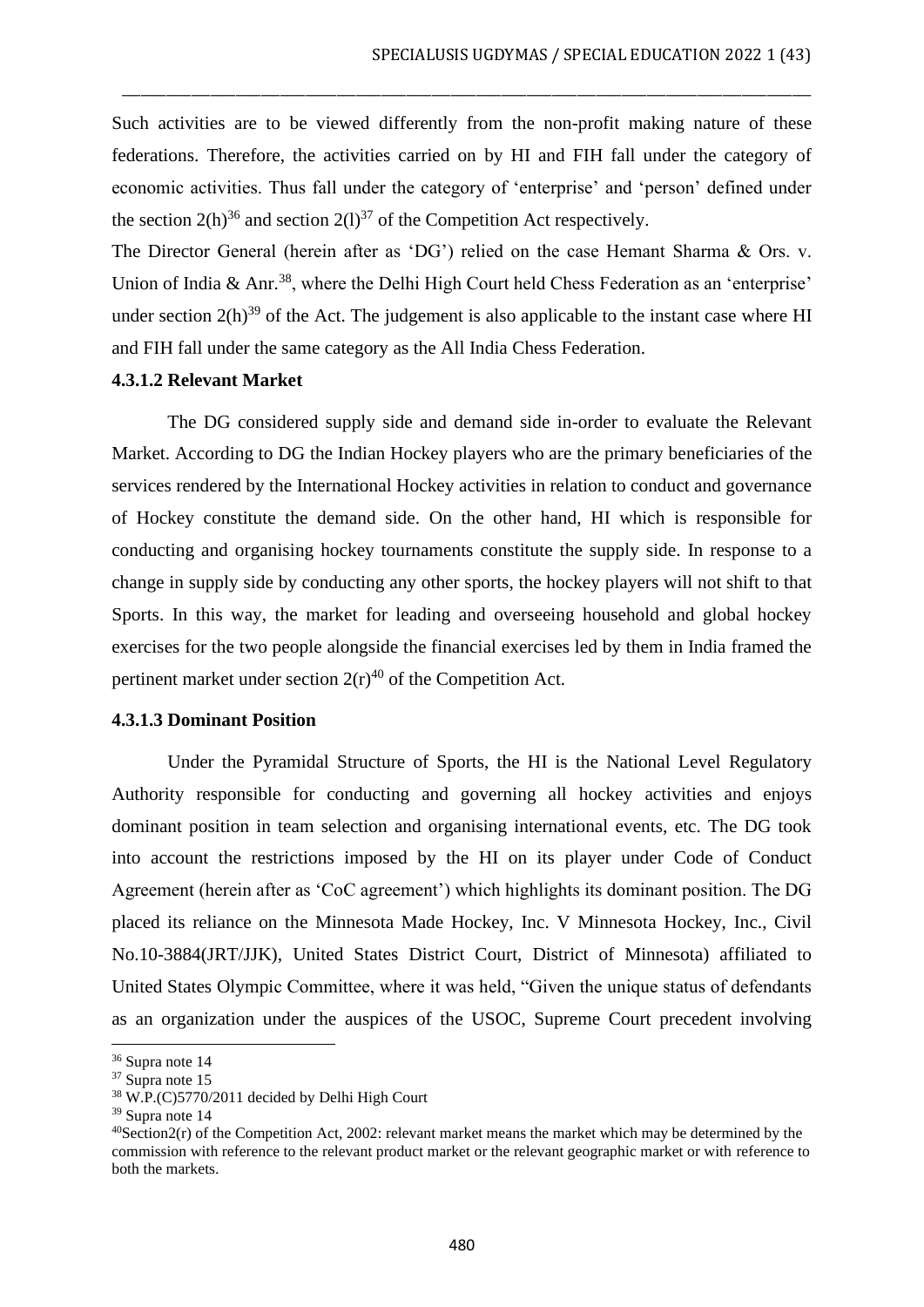Such activities are to be viewed differently from the non-profit making nature of these federations. Therefore, the activities carried on by HI and FIH fall under the category of economic activities. Thus fall under the category of 'enterprise' and 'person' defined under the section 2(h)[36] and section 2(l)[37] of the Competition Act respectively.

The Director General (herein after as 'DG') relied on the case Hemant Sharma & Ors. v. Union of India & Anr.[38], where the Delhi High Court held Chess Federation as an 'enterprise' under section 2(h)[39] of the Act. The judgement is also applicable to the instant case where HI and FIH fall under the same category as the All India Chess Federation.

#### 4.3.1.2 Relevant Market

The DG considered supply side and demand side in-order to evaluate the Relevant Market. According to DG the Indian Hockey players who are the primary beneficiaries of the services rendered by the International Hockey activities in relation to conduct and governance of Hockey constitute the demand side. On the other hand, HI which is responsible for conducting and organising hockey tournaments constitute the supply side. In response to a change in supply side by conducting any other sports, the hockey players will not shift to that Sports. In this way, the market for leading and overseeing household and global hockey exercises for the two people alongside the financial exercises led by them in India framed the pertinent market under section 2(r)[40] of the Competition Act.

#### 4.3.1.3 Dominant Position

Under the Pyramidal Structure of Sports, the HI is the National Level Regulatory Authority responsible for conducting and governing all hockey activities and enjoys dominant position in team selection and organising international events, etc. The DG took into account the restrictions imposed by the HI on its player under Code of Conduct Agreement (herein after as 'CoC agreement') which highlights its dominant position. The DG placed its reliance on the Minnesota Made Hockey, Inc. V Minnesota Hockey, Inc., Civil No.10-3884(JRT/JJK), United States District Court, District of Minnesota) affiliated to United States Olympic Committee, where it was held, "Given the unique status of defendants as an organization under the auspices of the USOC, Supreme Court precedent involving

---

[36] Supra note 14

[37] Supra note 15

[38] W.P.(C)5770/2011 decided by Delhi High Court

[39] Supra note 14

[40] Section2(r) of the Competition Act, 2002: relevant market means the market which may be determined by the commission with reference to the relevant product market or the relevant geographic market or with reference to both the markets.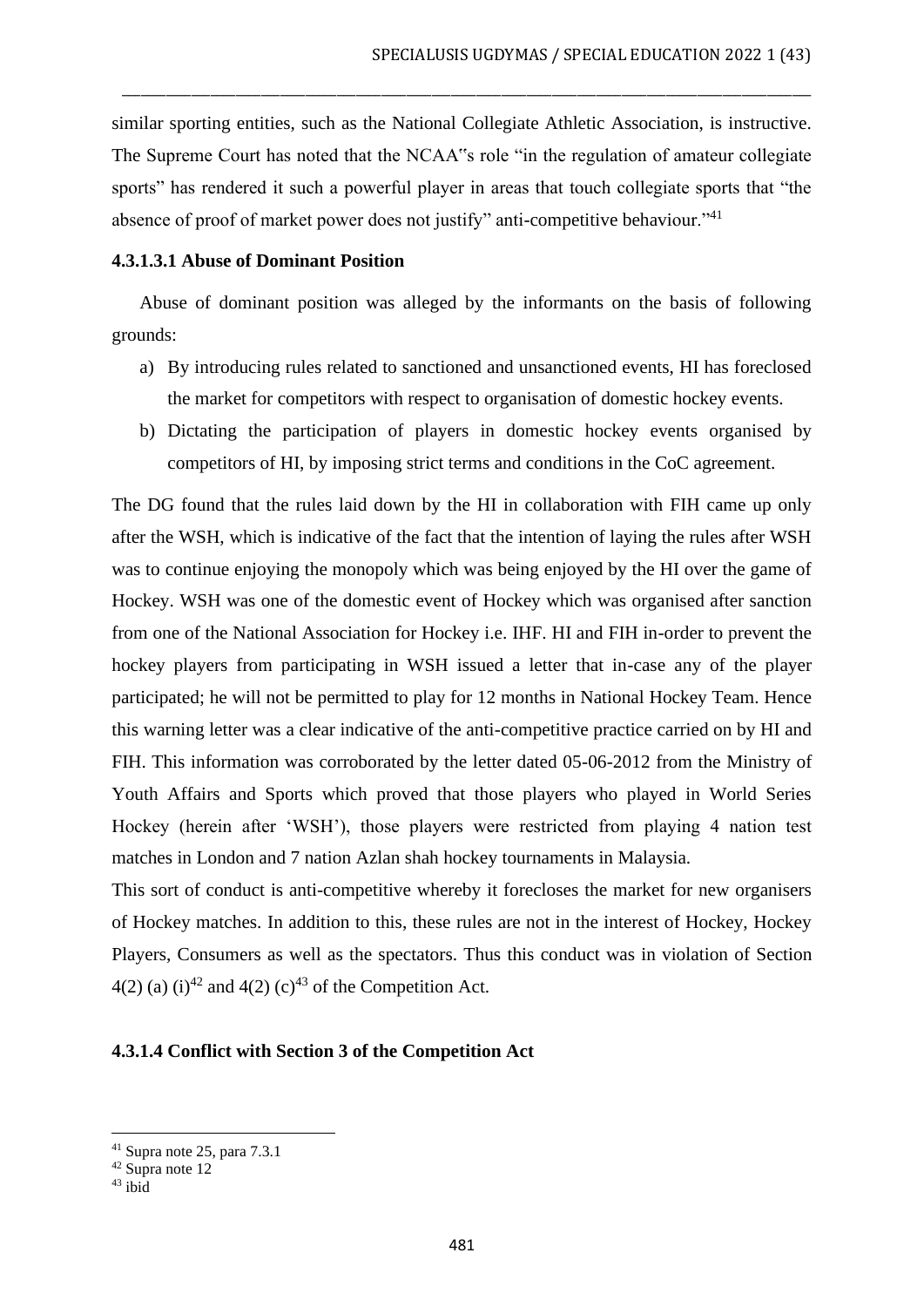similar sporting entities, such as the National Collegiate Athletic Association, is instructive. The Supreme Court has noted that the NCAA‟s role "in the regulation of amateur collegiate sports" has rendered it such a powerful player in areas that touch collegiate sports that "the absence of proof of market power does not justify" anti-competitive behaviour."[41]

#### 4.3.1.3.1 Abuse of Dominant Position

Abuse of dominant position was alleged by the informants on the basis of following grounds:

a) By introducing rules related to sanctioned and unsanctioned events, HI has foreclosed the market for competitors with respect to organisation of domestic hockey events.

b) Dictating the participation of players in domestic hockey events organised by competitors of HI, by imposing strict terms and conditions in the CoC agreement.

The DG found that the rules laid down by the HI in collaboration with FIH came up only after the WSH, which is indicative of the fact that the intention of laying the rules after WSH was to continue enjoying the monopoly which was being enjoyed by the HI over the game of Hockey. WSH was one of the domestic event of Hockey which was organised after sanction from one of the National Association for Hockey i.e. IHF. HI and FIH in-order to prevent the hockey players from participating in WSH issued a letter that in-case any of the player participated; he will not be permitted to play for 12 months in National Hockey Team. Hence this warning letter was a clear indicative of the anti-competitive practice carried on by HI and FIH. This information was corroborated by the letter dated 05-06-2012 from the Ministry of Youth Affairs and Sports which proved that those players who played in World Series Hockey (herein after 'WSH'), those players were restricted from playing 4 nation test matches in London and 7 nation Azlan shah hockey tournaments in Malaysia.

This sort of conduct is anti-competitive whereby it forecloses the market for new organisers of Hockey matches. In addition to this, these rules are not in the interest of Hockey, Hockey Players, Consumers as well as the spectators. Thus this conduct was in violation of Section 4(2) (a) (i)[42] and 4(2) (c)[43] of the Competition Act.

### 4.3.1.4 Conflict with Section 3 of the Competition Act

---

[41] Supra note 25, para 7.3.1

[42] Supra note 12

[43] ibid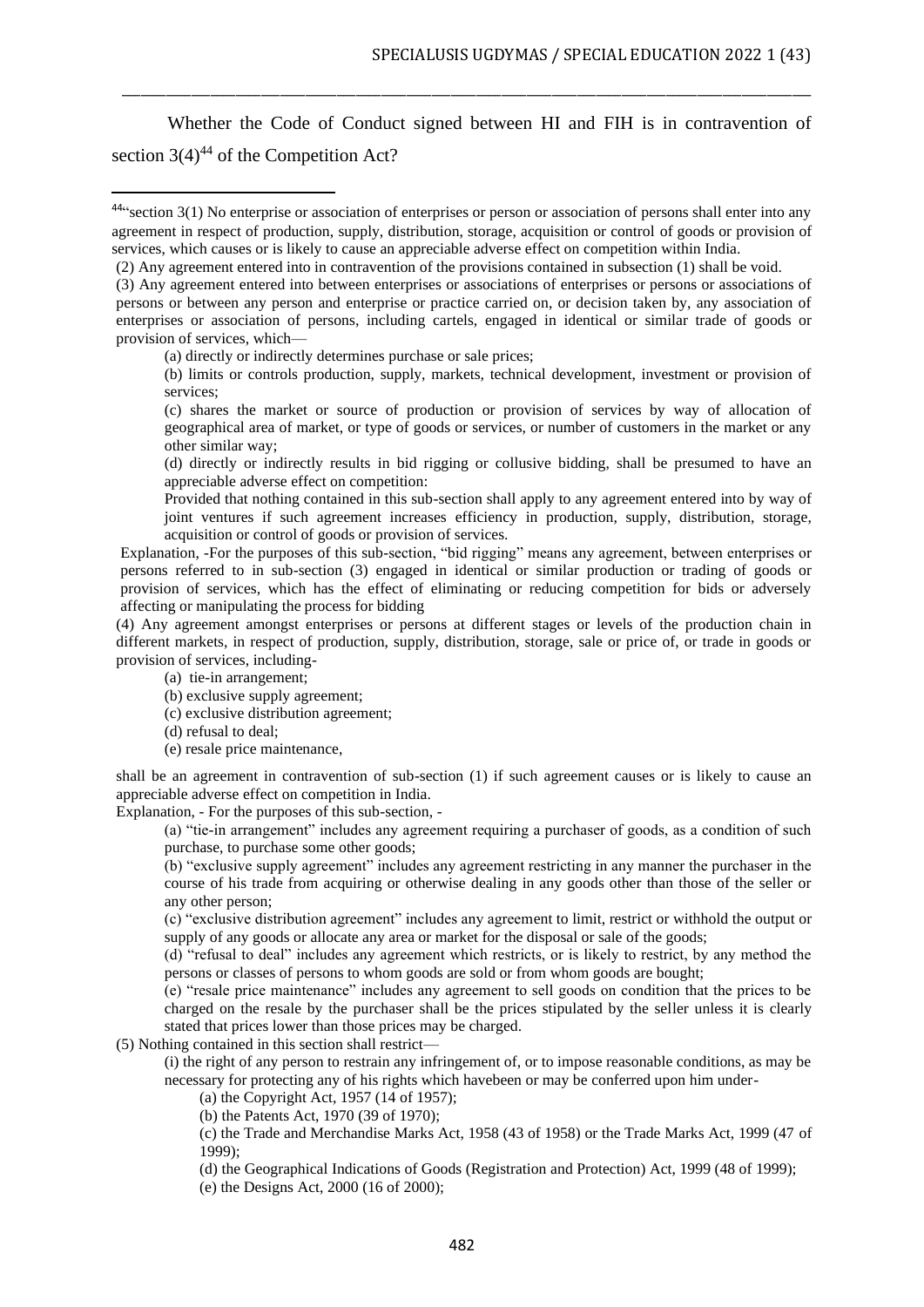Whether the Code of Conduct signed between HI and FIH is in contravention of section 3(4)[44] of the Competition Act?

---

[44] "section 3(1) No enterprise or association of enterprises or person or association of persons shall enter into any agreement in respect of production, supply, distribution, storage, acquisition or control of goods or provision of services, which causes or is likely to cause an appreciable adverse effect on competition within India.

(2) Any agreement entered into in contravention of the provisions contained in subsection (1) shall be void.

(3) Any agreement entered into between enterprises or associations of enterprises or persons or associations of persons or between any person and enterprise or practice carried on, or decision taken by, any association of enterprises or association of persons, including cartels, engaged in identical or similar trade of goods or provision of services, which—

(a) directly or indirectly determines purchase or sale prices;

(b) limits or controls production, supply, markets, technical development, investment or provision of services;

(c) shares the market or source of production or provision of services by way of allocation of geographical area of market, or type of goods or services, or number of customers in the market or any other similar way;

(d) directly or indirectly results in bid rigging or collusive bidding, shall be presumed to have an appreciable adverse effect on competition:

Provided that nothing contained in this sub-section shall apply to any agreement entered into by way of joint ventures if such agreement increases efficiency in production, supply, distribution, storage, acquisition or control of goods or provision of services.

Explanation, -For the purposes of this sub-section, "bid rigging" means any agreement, between enterprises or persons referred to in sub-section (3) engaged in identical or similar production or trading of goods or provision of services, which has the effect of eliminating or reducing competition for bids or adversely affecting or manipulating the process for bidding

(4) Any agreement amongst enterprises or persons at different stages or levels of the production chain in different markets, in respect of production, supply, distribution, storage, sale or price of, or trade in goods or provision of services, including-

(a) tie-in arrangement;

(b) exclusive supply agreement;

(c) exclusive distribution agreement;

(d) refusal to deal;

(e) resale price maintenance,

shall be an agreement in contravention of sub-section (1) if such agreement causes or is likely to cause an appreciable adverse effect on competition in India.

Explanation, - For the purposes of this sub-section, -

(a) "tie-in arrangement" includes any agreement requiring a purchaser of goods, as a condition of such purchase, to purchase some other goods;

(b) "exclusive supply agreement" includes any agreement restricting in any manner the purchaser in the course of his trade from acquiring or otherwise dealing in any goods other than those of the seller or any other person;

(c) "exclusive distribution agreement" includes any agreement to limit, restrict or withhold the output or supply of any goods or allocate any area or market for the disposal or sale of the goods;

(d) "refusal to deal" includes any agreement which restricts, or is likely to restrict, by any method the persons or classes of persons to whom goods are sold or from whom goods are bought;

(e) "resale price maintenance" includes any agreement to sell goods on condition that the prices to be charged on the resale by the purchaser shall be the prices stipulated by the seller unless it is clearly stated that prices lower than those prices may be charged.

(5) Nothing contained in this section shall restrict—

(i) the right of any person to restrain any infringement of, or to impose reasonable conditions, as may be necessary for protecting any of his rights which havebeen or may be conferred upon him under-

(a) the Copyright Act, 1957 (14 of 1957);

(b) the Patents Act, 1970 (39 of 1970);

(c) the Trade and Merchandise Marks Act, 1958 (43 of 1958) or the Trade Marks Act, 1999 (47 of 1999);

(d) the Geographical Indications of Goods (Registration and Protection) Act, 1999 (48 of 1999);

(e) the Designs Act, 2000 (16 of 2000);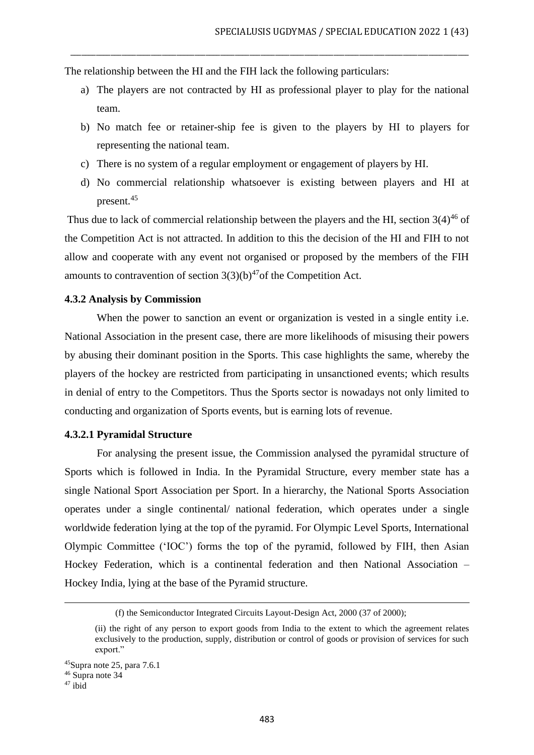The relationship between the HI and the FIH lack the following particulars:

a) The players are not contracted by HI as professional player to play for the national team.

b) No match fee or retainer-ship fee is given to the players by HI to players for representing the national team.

c) There is no system of a regular employment or engagement of players by HI.

d) No commercial relationship whatsoever is existing between players and HI at present.[45]

Thus due to lack of commercial relationship between the players and the HI, section 3(4)[46] of the Competition Act is not attracted. In addition to this the decision of the HI and FIH to not allow and cooperate with any event not organised or proposed by the members of the FIH amounts to contravention of section 3(3)(b)[47] of the Competition Act.

#### 4.3.2 Analysis by Commission

When the power to sanction an event or organization is vested in a single entity i.e. National Association in the present case, there are more likelihoods of misusing their powers by abusing their dominant position in the Sports. This case highlights the same, whereby the players of the hockey are restricted from participating in unsanctioned events; which results in denial of entry to the Competitors. Thus the Sports sector is nowadays not only limited to conducting and organization of Sports events, but is earning lots of revenue.

##### 4.3.2.1 Pyramidal Structure

For analysing the present issue, the Commission analysed the pyramidal structure of Sports which is followed in India. In the Pyramidal Structure, every member state has a single National Sport Association per Sport. In a hierarchy, the National Sports Association operates under a single continental/ national federation, which operates under a single worldwide federation lying at the top of the pyramid. For Olympic Level Sports, International Olympic Committee ('IOC') forms the top of the pyramid, followed by FIH, then Asian Hockey Federation, which is a continental federation and then National Association – Hockey India, lying at the base of the Pyramid structure.

---

(f) the Semiconductor Integrated Circuits Layout-Design Act, 2000 (37 of 2000);

(ii) the right of any person to export goods from India to the extent to which the agreement relates exclusively to the production, supply, distribution or control of goods or provision of services for such export."

[45] Supra note 25, para 7.6.1

[46] Supra note 34

[47] ibid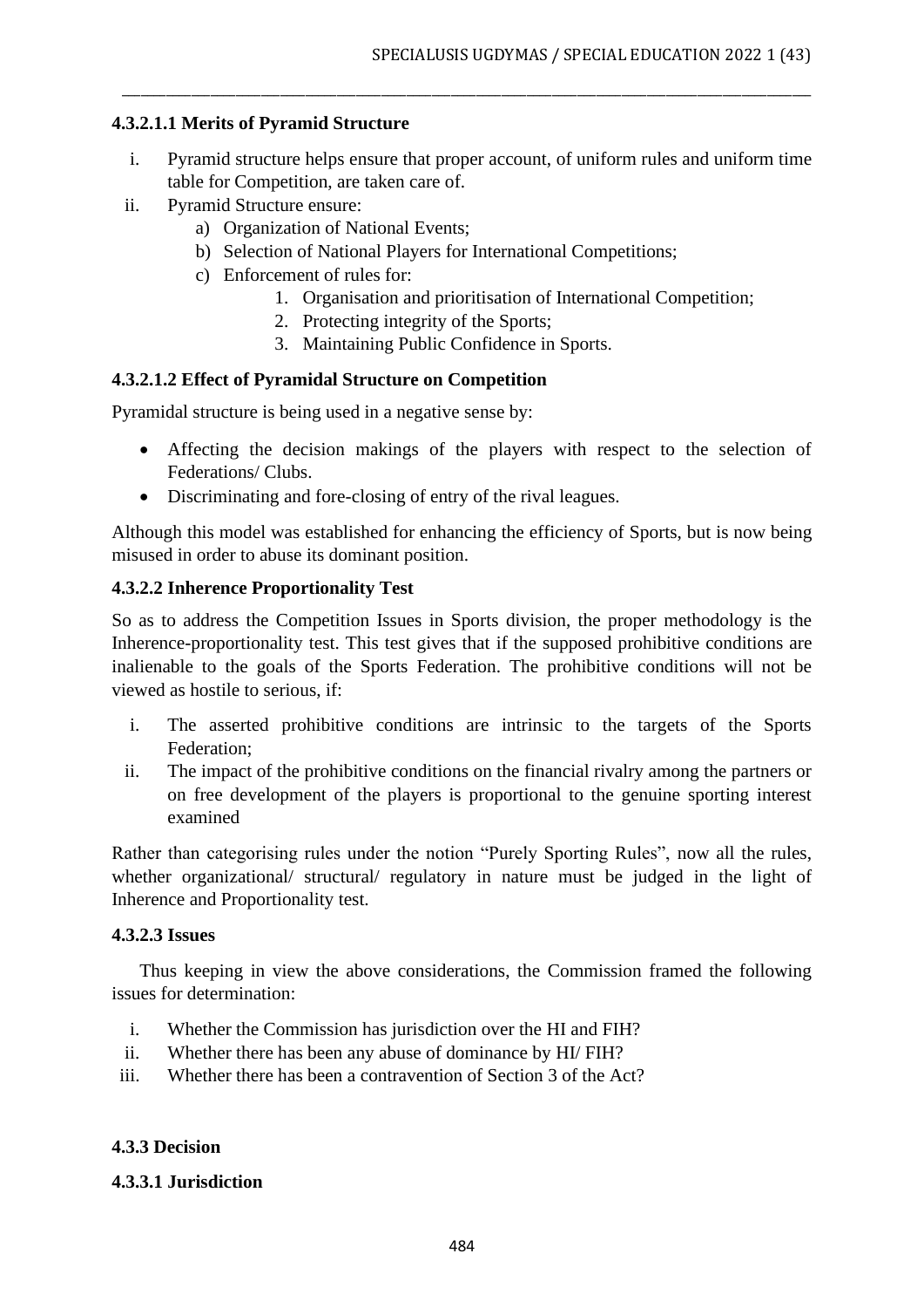#### 4.3.2.1.1 Merits of Pyramid Structure

i. Pyramid structure helps ensure that proper account, of uniform rules and uniform time table for Competition, are taken care of.
ii. Pyramid Structure ensure:
   a) Organization of National Events;
   b) Selection of National Players for International Competitions;
   c) Enforcement of rules for:
      1. Organisation and prioritisation of International Competition;
      2. Protecting integrity of the Sports;
      3. Maintaining Public Confidence in Sports.

#### 4.3.2.1.2 Effect of Pyramidal Structure on Competition

Pyramidal structure is being used in a negative sense by:

- Affecting the decision makings of the players with respect to the selection of Federations/ Clubs.
- Discriminating and fore-closing of entry of the rival leagues.

Although this model was established for enhancing the efficiency of Sports, but is now being misused in order to abuse its dominant position.

#### 4.3.2.2 Inherence Proportionality Test

So as to address the Competition Issues in Sports division, the proper methodology is the Inherence-proportionality test. This test gives that if the supposed prohibitive conditions are inalienable to the goals of the Sports Federation. The prohibitive conditions will not be viewed as hostile to serious, if:

i. The asserted prohibitive conditions are intrinsic to the targets of the Sports Federation;
ii. The impact of the prohibitive conditions on the financial rivalry among the partners or on free development of the players is proportional to the genuine sporting interest examined

Rather than categorising rules under the notion "Purely Sporting Rules", now all the rules, whether organizational/ structural/ regulatory in nature must be judged in the light of Inherence and Proportionality test.

#### 4.3.2.3 Issues

Thus keeping in view the above considerations, the Commission framed the following issues for determination:

i. Whether the Commission has jurisdiction over the HI and FIH?
ii. Whether there has been any abuse of dominance by HI/ FIH?
iii. Whether there has been a contravention of Section 3 of the Act?

### 4.3.3 Decision

#### 4.3.3.1 Jurisdiction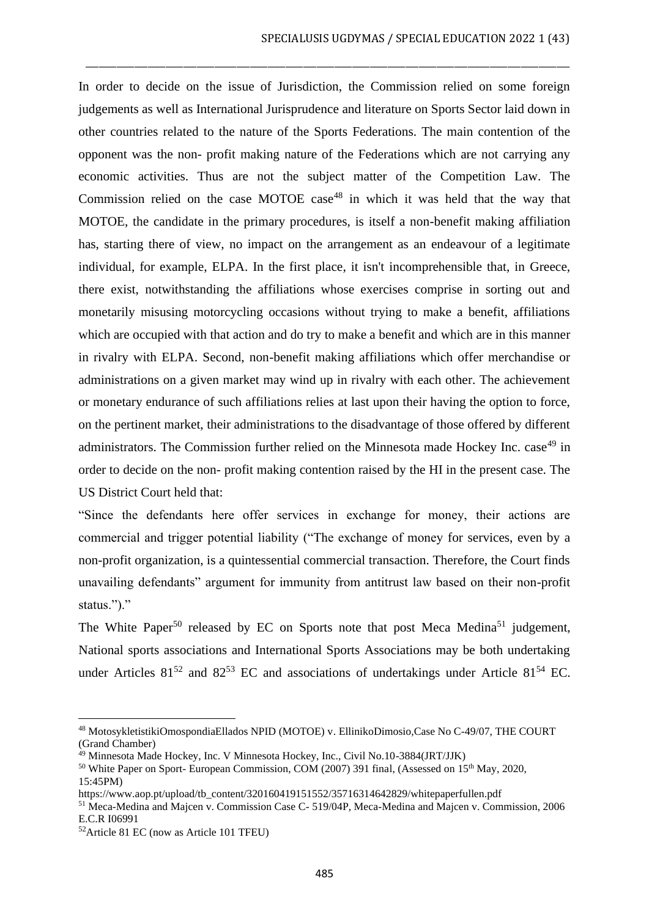In order to decide on the issue of Jurisdiction, the Commission relied on some foreign judgements as well as International Jurisprudence and literature on Sports Sector laid down in other countries related to the nature of the Sports Federations. The main contention of the opponent was the non- profit making nature of the Federations which are not carrying any economic activities. Thus are not the subject matter of the Competition Law. The Commission relied on the case MOTOE case[48] in which it was held that the way that MOTOE, the candidate in the primary procedures, is itself a non-benefit making affiliation has, starting there of view, no impact on the arrangement as an endeavour of a legitimate individual, for example, ELPA. In the first place, it isn't incomprehensible that, in Greece, there exist, notwithstanding the affiliations whose exercises comprise in sorting out and monetarily misusing motorcycling occasions without trying to make a benefit, affiliations which are occupied with that action and do try to make a benefit and which are in this manner in rivalry with ELPA. Second, non-benefit making affiliations which offer merchandise or administrations on a given market may wind up in rivalry with each other. The achievement or monetary endurance of such affiliations relies at last upon their having the option to force, on the pertinent market, their administrations to the disadvantage of those offered by different administrators. The Commission further relied on the Minnesota made Hockey Inc. case[49] in order to decide on the non- profit making contention raised by the HI in the present case. The US District Court held that:

"Since the defendants here offer services in exchange for money, their actions are commercial and trigger potential liability ("The exchange of money for services, even by a non-profit organization, is a quintessential commercial transaction. Therefore, the Court finds unavailing defendants" argument for immunity from antitrust law based on their non-profit status.")."

The White Paper[50] released by EC on Sports note that post Meca Medina[51] judgement, National sports associations and International Sports Associations may be both undertaking under Articles 81[52] and 82[53] EC and associations of undertakings under Article 81[54] EC.

---

[48] MotosykletistikiOmospondiaEllados NPID (MOTOE) v. EllinikoDimosio,Case No C-49/07, THE COURT (Grand Chamber)

[49] Minnesota Made Hockey, Inc. V Minnesota Hockey, Inc., Civil No.10-3884(JRT/JJK)

[50] White Paper on Sport- European Commission, COM (2007) 391 final, (Assessed on 15th May, 2020, 15:45PM) https://www.aop.pt/upload/tb_content/320160419151552/35716314642829/whitepaperfullen.pdf

[51] Meca-Medina and Majcen v. Commission Case C- 519/04P, Meca-Medina and Majcen v. Commission, 2006 E.C.R I06991

[52] Article 81 EC (now as Article 101 TFEU)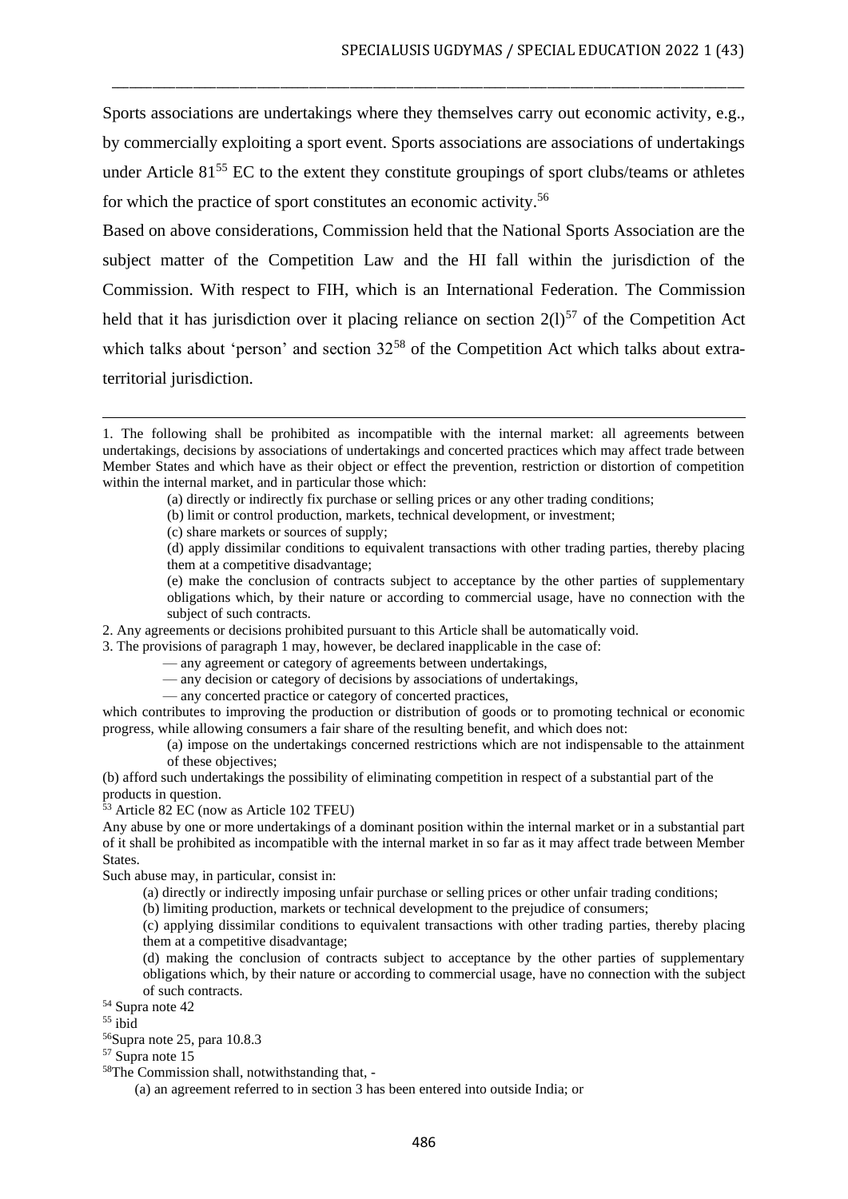Sports associations are undertakings where they themselves carry out economic activity, e.g., by commercially exploiting a sport event. Sports associations are associations of undertakings under Article 81[55] EC to the extent they constitute groupings of sport clubs/teams or athletes for which the practice of sport constitutes an economic activity.[56]

Based on above considerations, Commission held that the National Sports Association are the subject matter of the Competition Law and the HI fall within the jurisdiction of the Commission. With respect to FIH, which is an International Federation. The Commission held that it has jurisdiction over it placing reliance on section 2(l)[57] of the Competition Act which talks about 'person' and section 32[58] of the Competition Act which talks about extra-territorial jurisdiction.

---

1. The following shall be prohibited as incompatible with the internal market: all agreements between undertakings, decisions by associations of undertakings and concerted practices which may affect trade between Member States and which have as their object or effect the prevention, restriction or distortion of competition within the internal market, and in particular those which:

   (a) directly or indirectly fix purchase or selling prices or any other trading conditions;

   (b) limit or control production, markets, technical development, or investment;

   (c) share markets or sources of supply;

   (d) apply dissimilar conditions to equivalent transactions with other trading parties, thereby placing them at a competitive disadvantage;

   (e) make the conclusion of contracts subject to acceptance by the other parties of supplementary obligations which, by their nature or according to commercial usage, have no connection with the subject of such contracts.

2. Any agreements or decisions prohibited pursuant to this Article shall be automatically void.

3. The provisions of paragraph 1 may, however, be declared inapplicable in the case of:

   — any agreement or category of agreements between undertakings,

   — any decision or category of decisions by associations of undertakings,

   — any concerted practice or category of concerted practices,

which contributes to improving the production or distribution of goods or to promoting technical or economic progress, while allowing consumers a fair share of the resulting benefit, and which does not:

   (a) impose on the undertakings concerned restrictions which are not indispensable to the attainment of these objectives;

(b) afford such undertakings the possibility of eliminating competition in respect of a substantial part of the products in question.

[53] Article 82 EC (now as Article 102 TFEU)

Any abuse by one or more undertakings of a dominant position within the internal market or in a substantial part of it shall be prohibited as incompatible with the internal market in so far as it may affect trade between Member States.

Such abuse may, in particular, consist in:

   (a) directly or indirectly imposing unfair purchase or selling prices or other unfair trading conditions;

   (b) limiting production, markets or technical development to the prejudice of consumers;

   (c) applying dissimilar conditions to equivalent transactions with other trading parties, thereby placing them at a competitive disadvantage;

   (d) making the conclusion of contracts subject to acceptance by the other parties of supplementary obligations which, by their nature or according to commercial usage, have no connection with the subject of such contracts.

[54] Supra note 42

[55] ibid

[56] Supra note 25, para 10.8.3

[57] Supra note 15

[58] The Commission shall, notwithstanding that, -

   (a) an agreement referred to in section 3 has been entered into outside India; or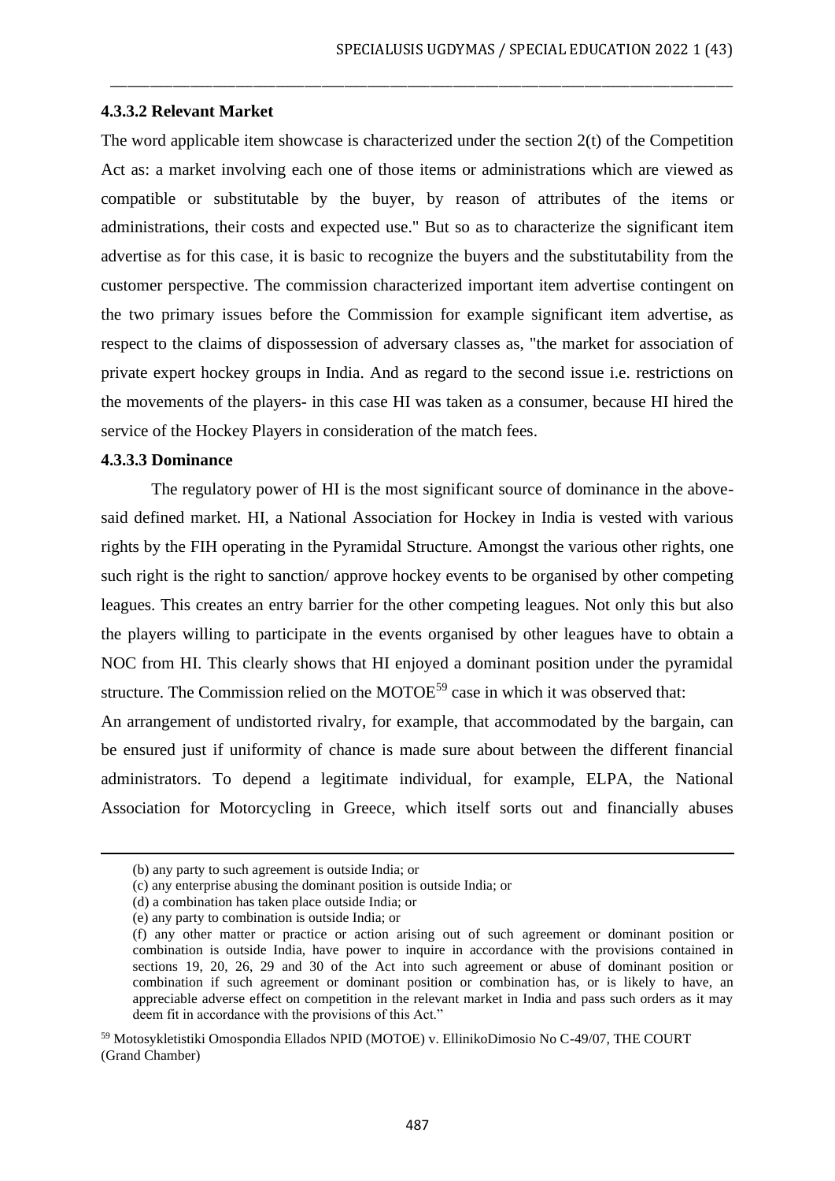#### 4.3.3.2 Relevant Market

The word applicable item showcase is characterized under the section 2(t) of the Competition Act as: a market involving each one of those items or administrations which are viewed as compatible or substitutable by the buyer, by reason of attributes of the items or administrations, their costs and expected use." But so as to characterize the significant item advertise as for this case, it is basic to recognize the buyers and the substitutability from the customer perspective. The commission characterized important item advertise contingent on the two primary issues before the Commission for example significant item advertise, as respect to the claims of dispossession of adversary classes as, "the market for association of private expert hockey groups in India. And as regard to the second issue i.e. restrictions on the movements of the players- in this case HI was taken as a consumer, because HI hired the service of the Hockey Players in consideration of the match fees.

#### 4.3.3.3 Dominance

The regulatory power of HI is the most significant source of dominance in the above-said defined market. HI, a National Association for Hockey in India is vested with various rights by the FIH operating in the Pyramidal Structure. Amongst the various other rights, one such right is the right to sanction/ approve hockey events to be organised by other competing leagues. This creates an entry barrier for the other competing leagues. Not only this but also the players willing to participate in the events organised by other leagues have to obtain a NOC from HI. This clearly shows that HI enjoyed a dominant position under the pyramidal structure. The Commission relied on the MOTOE[59] case in which it was observed that:

An arrangement of undistorted rivalry, for example, that accommodated by the bargain, can be ensured just if uniformity of chance is made sure about between the different financial administrators. To depend a legitimate individual, for example, ELPA, the National Association for Motorcycling in Greece, which itself sorts out and financially abuses

---

(b) any party to such agreement is outside India; or

(c) any enterprise abusing the dominant position is outside India; or

(d) a combination has taken place outside India; or

(e) any party to combination is outside India; or

(f) any other matter or practice or action arising out of such agreement or dominant position or combination is outside India, have power to inquire in accordance with the provisions contained in sections 19, 20, 26, 29 and 30 of the Act into such agreement or abuse of dominant position or combination if such agreement or dominant position or combination has, or is likely to have, an appreciable adverse effect on competition in the relevant market in India and pass such orders as it may deem fit in accordance with the provisions of this Act."

[59] Motosykletistiki Omospondia Ellados NPID (MOTOE) v. EllinikoDimosio No C-49/07, THE COURT (Grand Chamber)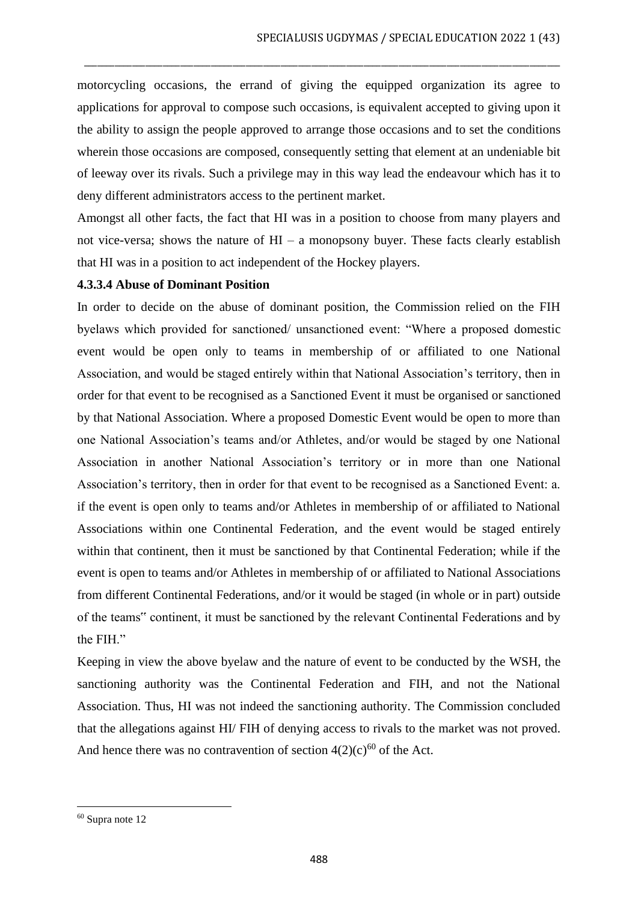motorcycling occasions, the errand of giving the equipped organization its agree to applications for approval to compose such occasions, is equivalent accepted to giving upon it the ability to assign the people approved to arrange those occasions and to set the conditions wherein those occasions are composed, consequently setting that element at an undeniable bit of leeway over its rivals. Such a privilege may in this way lead the endeavour which has it to deny different administrators access to the pertinent market.

Amongst all other facts, the fact that HI was in a position to choose from many players and not vice-versa; shows the nature of HI – a monopsony buyer. These facts clearly establish that HI was in a position to act independent of the Hockey players.

#### 4.3.3.4 Abuse of Dominant Position

In order to decide on the abuse of dominant position, the Commission relied on the FIH byelaws which provided for sanctioned/ unsanctioned event: "Where a proposed domestic event would be open only to teams in membership of or affiliated to one National Association, and would be staged entirely within that National Association's territory, then in order for that event to be recognised as a Sanctioned Event it must be organised or sanctioned by that National Association. Where a proposed Domestic Event would be open to more than one National Association's teams and/or Athletes, and/or would be staged by one National Association in another National Association's territory or in more than one National Association's territory, then in order for that event to be recognised as a Sanctioned Event: a. if the event is open only to teams and/or Athletes in membership of or affiliated to National Associations within one Continental Federation, and the event would be staged entirely within that continent, then it must be sanctioned by that Continental Federation; while if the event is open to teams and/or Athletes in membership of or affiliated to National Associations from different Continental Federations, and/or it would be staged (in whole or in part) outside of the teams‟ continent, it must be sanctioned by the relevant Continental Federations and by the FIH."

Keeping in view the above byelaw and the nature of event to be conducted by the WSH, the sanctioning authority was the Continental Federation and FIH, and not the National Association. Thus, HI was not indeed the sanctioning authority. The Commission concluded that the allegations against HI/ FIH of denying access to rivals to the market was not proved. And hence there was no contravention of section 4(2)(c)[60] of the Act.

---

[60] Supra note 12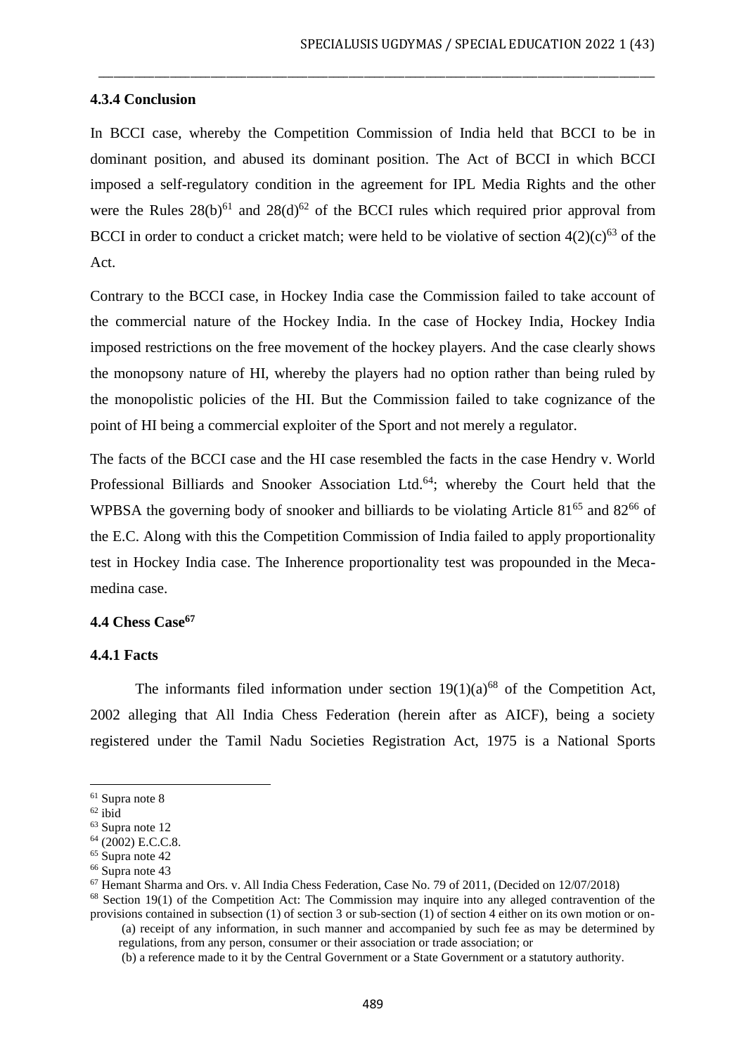### 4.3.4 Conclusion

In BCCI case, whereby the Competition Commission of India held that BCCI to be in dominant position, and abused its dominant position. The Act of BCCI in which BCCI imposed a self-regulatory condition in the agreement for IPL Media Rights and the other were the Rules 28(b)[61] and 28(d)[62] of the BCCI rules which required prior approval from BCCI in order to conduct a cricket match; were held to be violative of section 4(2)(c)[63] of the Act.

Contrary to the BCCI case, in Hockey India case the Commission failed to take account of the commercial nature of the Hockey India. In the case of Hockey India, Hockey India imposed restrictions on the free movement of the hockey players. And the case clearly shows the monopsony nature of HI, whereby the players had no option rather than being ruled by the monopolistic policies of the HI. But the Commission failed to take cognizance of the point of HI being a commercial exploiter of the Sport and not merely a regulator.

The facts of the BCCI case and the HI case resembled the facts in the case Hendry v. World Professional Billiards and Snooker Association Ltd.[64]; whereby the Court held that the WPBSA the governing body of snooker and billiards to be violating Article 81[65] and 82[66] of the E.C. Along with this the Competition Commission of India failed to apply proportionality test in Hockey India case. The Inherence proportionality test was propounded in the Meca-medina case.

### 4.4 Chess Case[67]

#### 4.4.1 Facts

The informants filed information under section 19(1)(a)[68] of the Competition Act, 2002 alleging that All India Chess Federation (herein after as AICF), being a society registered under the Tamil Nadu Societies Registration Act, 1975 is a National Sports

---

[61] Supra note 8

[62] ibid

[63] Supra note 12

[64] (2002) E.C.C.8.

[65] Supra note 42

[66] Supra note 43

[67] Hemant Sharma and Ors. v. All India Chess Federation, Case No. 79 of 2011, (Decided on 12/07/2018)

[68] Section 19(1) of the Competition Act: The Commission may inquire into any alleged contravention of the provisions contained in subsection (1) of section 3 or sub-section (1) of section 4 either on its own motion or on-

(a) receipt of any information, in such manner and accompanied by such fee as may be determined by regulations, from any person, consumer or their association or trade association; or

(b) a reference made to it by the Central Government or a State Government or a statutory authority.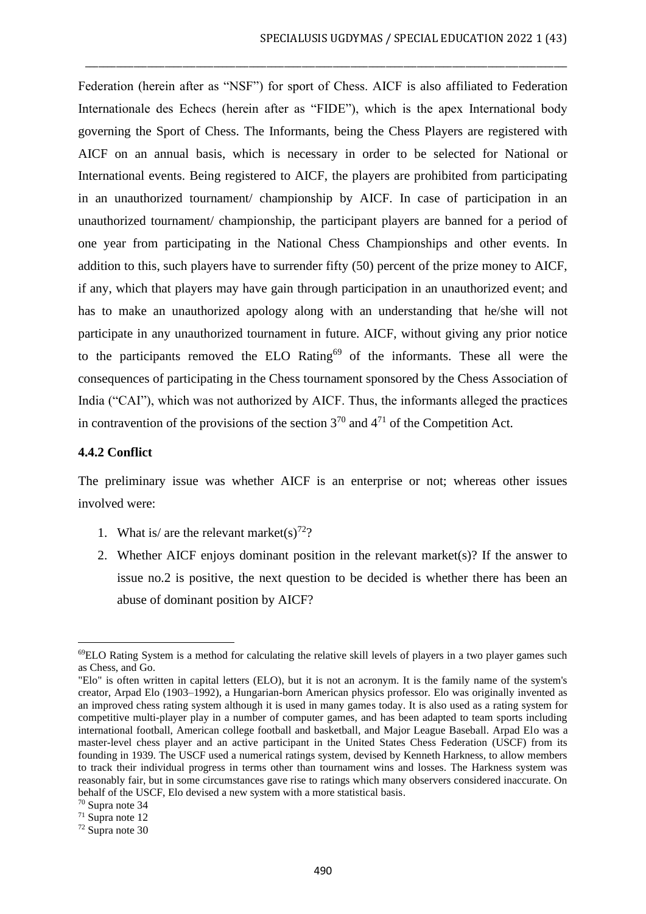Federation (herein after as "NSF") for sport of Chess. AICF is also affiliated to Federation Internationale des Echecs (herein after as "FIDE"), which is the apex International body governing the Sport of Chess. The Informants, being the Chess Players are registered with AICF on an annual basis, which is necessary in order to be selected for National or International events. Being registered to AICF, the players are prohibited from participating in an unauthorized tournament/ championship by AICF. In case of participation in an unauthorized tournament/ championship, the participant players are banned for a period of one year from participating in the National Chess Championships and other events. In addition to this, such players have to surrender fifty (50) percent of the prize money to AICF, if any, which that players may have gain through participation in an unauthorized event; and has to make an unauthorized apology along with an understanding that he/she will not participate in any unauthorized tournament in future. AICF, without giving any prior notice to the participants removed the ELO Rating[69] of the informants. These all were the consequences of participating in the Chess tournament sponsored by the Chess Association of India ("CAI"), which was not authorized by AICF. Thus, the informants alleged the practices in contravention of the provisions of the section 3[70] and 4[71] of the Competition Act.

### 4.4.2 Conflict

The preliminary issue was whether AICF is an enterprise or not; whereas other issues involved were:

1. What is/ are the relevant market(s)[72]?
2. Whether AICF enjoys dominant position in the relevant market(s)? If the answer to issue no.2 is positive, the next question to be decided is whether there has been an abuse of dominant position by AICF?

---

[69] ELO Rating System is a method for calculating the relative skill levels of players in a two player games such as Chess, and Go.
"Elo" is often written in capital letters (ELO), but it is not an acronym. It is the family name of the system's creator, Arpad Elo (1903–1992), a Hungarian-born American physics professor. Elo was originally invented as an improved chess rating system although it is used in many games today. It is also used as a rating system for competitive multi-player play in a number of computer games, and has been adapted to team sports including international football, American college football and basketball, and Major League Baseball. Arpad Elo was a master-level chess player and an active participant in the United States Chess Federation (USCF) from its founding in 1939. The USCF used a numerical ratings system, devised by Kenneth Harkness, to allow members to track their individual progress in terms other than tournament wins and losses. The Harkness system was reasonably fair, but in some circumstances gave rise to ratings which many observers considered inaccurate. On behalf of the USCF, Elo devised a new system with a more statistical basis.

[70] Supra note 34

[71] Supra note 12

[72] Supra note 30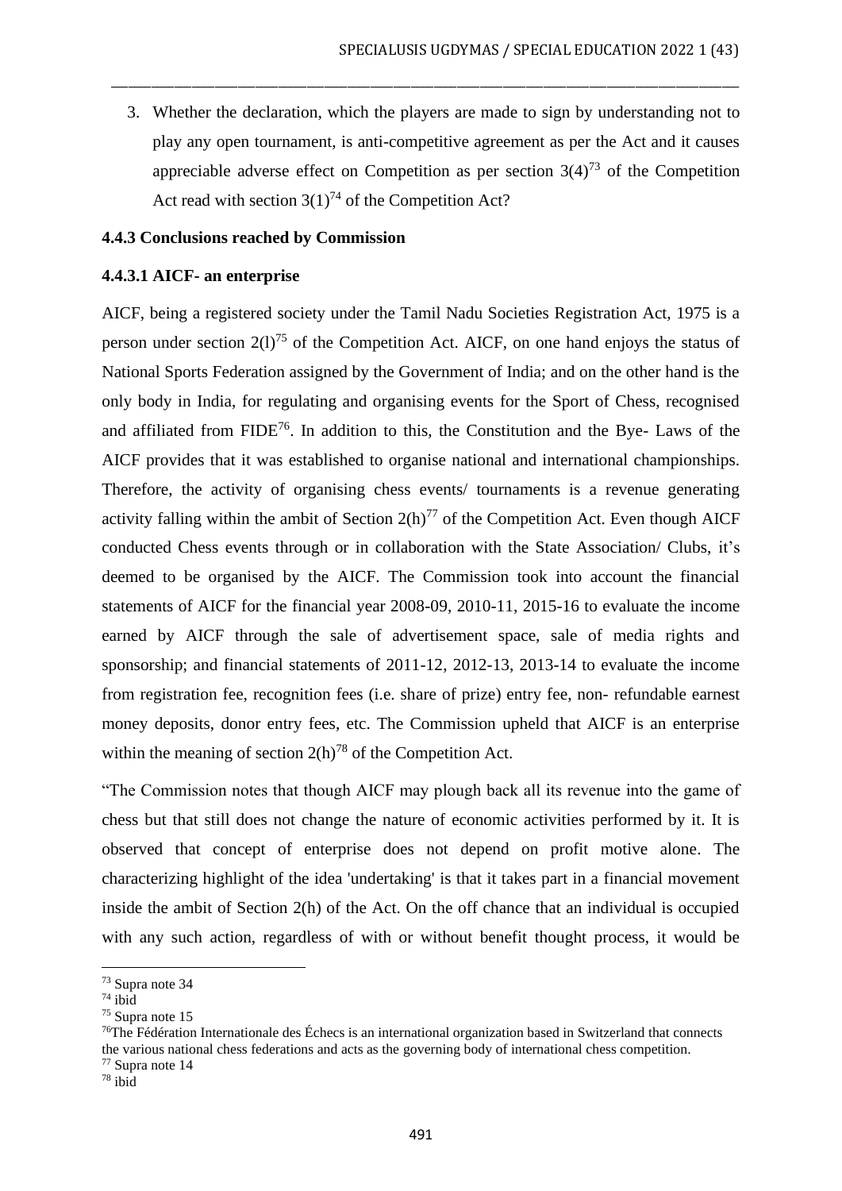3. Whether the declaration, which the players are made to sign by understanding not to play any open tournament, is anti-competitive agreement as per the Act and it causes appreciable adverse effect on Competition as per section 3(4)[73] of the Competition Act read with section 3(1)[74] of the Competition Act?

#### 4.4.3 Conclusions reached by Commission

#### 4.4.3.1 AICF- an enterprise

AICF, being a registered society under the Tamil Nadu Societies Registration Act, 1975 is a person under section 2(l)[75] of the Competition Act. AICF, on one hand enjoys the status of National Sports Federation assigned by the Government of India; and on the other hand is the only body in India, for regulating and organising events for the Sport of Chess, recognised and affiliated from FIDE[76]. In addition to this, the Constitution and the Bye- Laws of the AICF provides that it was established to organise national and international championships. Therefore, the activity of organising chess events/ tournaments is a revenue generating activity falling within the ambit of Section 2(h)[77] of the Competition Act. Even though AICF conducted Chess events through or in collaboration with the State Association/ Clubs, it's deemed to be organised by the AICF. The Commission took into account the financial statements of AICF for the financial year 2008-09, 2010-11, 2015-16 to evaluate the income earned by AICF through the sale of advertisement space, sale of media rights and sponsorship; and financial statements of 2011-12, 2012-13, 2013-14 to evaluate the income from registration fee, recognition fees (i.e. share of prize) entry fee, non- refundable earnest money deposits, donor entry fees, etc. The Commission upheld that AICF is an enterprise within the meaning of section 2(h)[78] of the Competition Act.

"The Commission notes that though AICF may plough back all its revenue into the game of chess but that still does not change the nature of economic activities performed by it. It is observed that concept of enterprise does not depend on profit motive alone. The characterizing highlight of the idea 'undertaking' is that it takes part in a financial movement inside the ambit of Section 2(h) of the Act. On the off chance that an individual is occupied with any such action, regardless of with or without benefit thought process, it would be

---

[73] Supra note 34

[74] ibid

[75] Supra note 15

[76] The Fédération Internationale des Échecs is an international organization based in Switzerland that connects the various national chess federations and acts as the governing body of international chess competition.

[77] Supra note 14

[78] ibid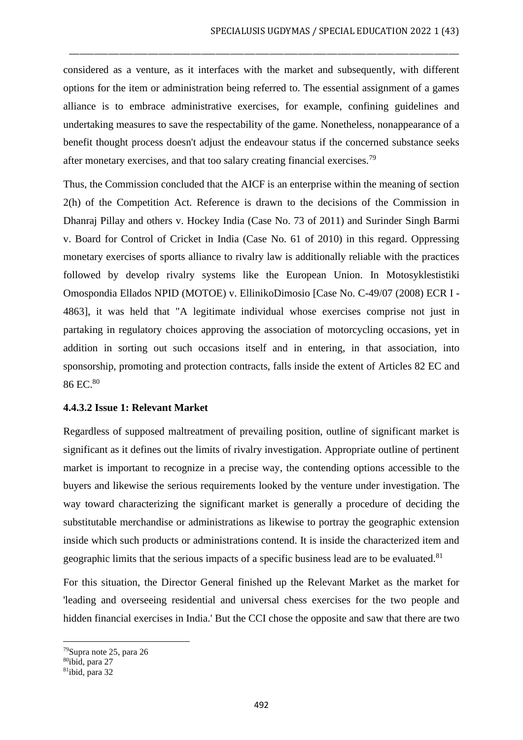considered as a venture, as it interfaces with the market and subsequently, with different options for the item or administration being referred to. The essential assignment of a games alliance is to embrace administrative exercises, for example, confining guidelines and undertaking measures to save the respectability of the game. Nonetheless, nonappearance of a benefit thought process doesn't adjust the endeavour status if the concerned substance seeks after monetary exercises, and that too salary creating financial exercises.[79]

Thus, the Commission concluded that the AICF is an enterprise within the meaning of section 2(h) of the Competition Act. Reference is drawn to the decisions of the Commission in Dhanraj Pillay and others v. Hockey India (Case No. 73 of 2011) and Surinder Singh Barmi v. Board for Control of Cricket in India (Case No. 61 of 2010) in this regard. Oppressing monetary exercises of sports alliance to rivalry law is additionally reliable with the practices followed by develop rivalry systems like the European Union. In Motosyklestistiki Omospondia Ellados NPID (MOTOE) v. EllinikoDimosio [Case No. C-49/07 (2008) ECR I - 4863], it was held that "A legitimate individual whose exercises comprise not just in partaking in regulatory choices approving the association of motorcycling occasions, yet in addition in sorting out such occasions itself and in entering, in that association, into sponsorship, promoting and protection contracts, falls inside the extent of Articles 82 EC and 86 EC.[80]

#### 4.4.3.2 Issue 1: Relevant Market

Regardless of supposed maltreatment of prevailing position, outline of significant market is significant as it defines out the limits of rivalry investigation. Appropriate outline of pertinent market is important to recognize in a precise way, the contending options accessible to the buyers and likewise the serious requirements looked by the venture under investigation. The way toward characterizing the significant market is generally a procedure of deciding the substitutable merchandise or administrations as likewise to portray the geographic extension inside which such products or administrations contend. It is inside the characterized item and geographic limits that the serious impacts of a specific business lead are to be evaluated.[81]

For this situation, the Director General finished up the Relevant Market as the market for 'leading and overseeing residential and universal chess exercises for the two people and hidden financial exercises in India.' But the CCI chose the opposite and saw that there are two

---

[79]Supra note 25, para 26

[80]ibid, para 27

[81]ibid, para 32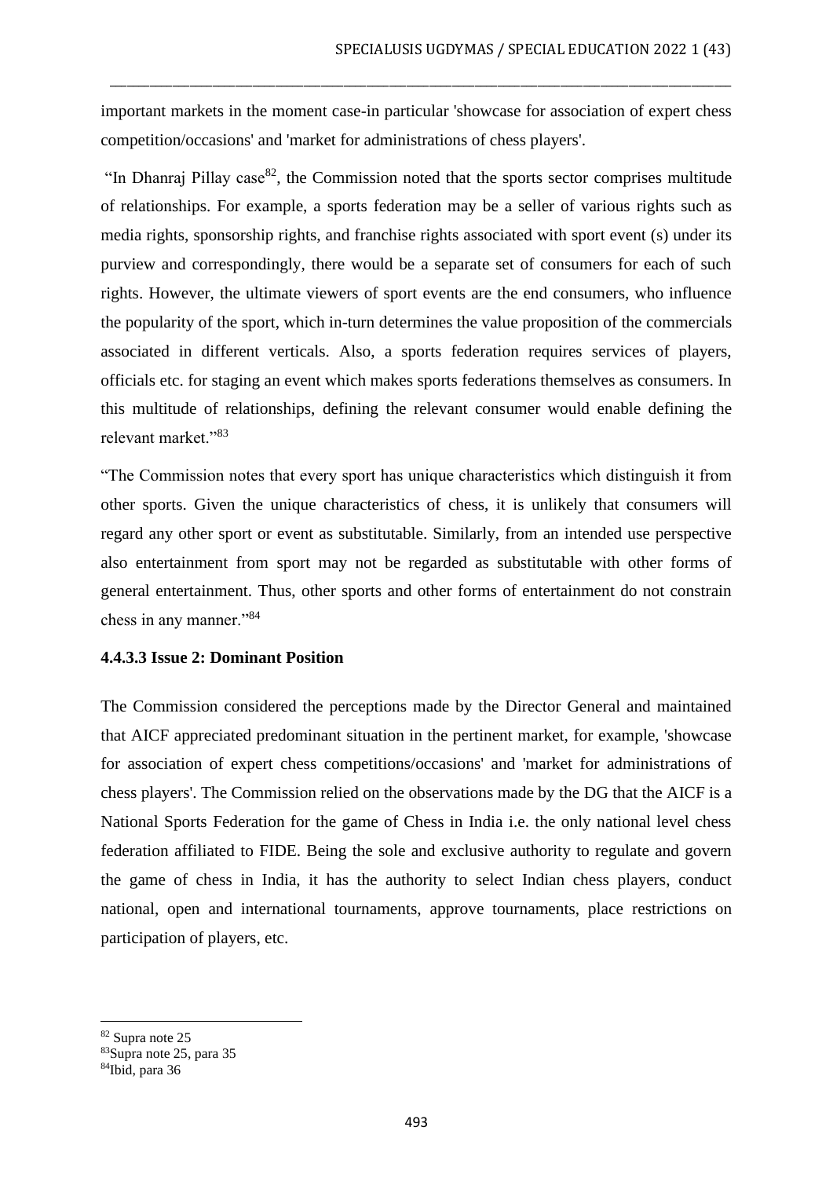important markets in the moment case-in particular 'showcase for association of expert chess competition/occasions' and 'market for administrations of chess players'.

"In Dhanraj Pillay case[82], the Commission noted that the sports sector comprises multitude of relationships. For example, a sports federation may be a seller of various rights such as media rights, sponsorship rights, and franchise rights associated with sport event (s) under its purview and correspondingly, there would be a separate set of consumers for each of such rights. However, the ultimate viewers of sport events are the end consumers, who influence the popularity of the sport, which in-turn determines the value proposition of the commercials associated in different verticals. Also, a sports federation requires services of players, officials etc. for staging an event which makes sports federations themselves as consumers. In this multitude of relationships, defining the relevant consumer would enable defining the relevant market."[83]

"The Commission notes that every sport has unique characteristics which distinguish it from other sports. Given the unique characteristics of chess, it is unlikely that consumers will regard any other sport or event as substitutable. Similarly, from an intended use perspective also entertainment from sport may not be regarded as substitutable with other forms of general entertainment. Thus, other sports and other forms of entertainment do not constrain chess in any manner."[84]

#### 4.4.3.3 Issue 2: Dominant Position

The Commission considered the perceptions made by the Director General and maintained that AICF appreciated predominant situation in the pertinent market, for example, 'showcase for association of expert chess competitions/occasions' and 'market for administrations of chess players'. The Commission relied on the observations made by the DG that the AICF is a National Sports Federation for the game of Chess in India i.e. the only national level chess federation affiliated to FIDE. Being the sole and exclusive authority to regulate and govern the game of chess in India, it has the authority to select Indian chess players, conduct national, open and international tournaments, approve tournaments, place restrictions on participation of players, etc.

---

[82] Supra note 25

[83] Supra note 25, para 35

[84] Ibid, para 36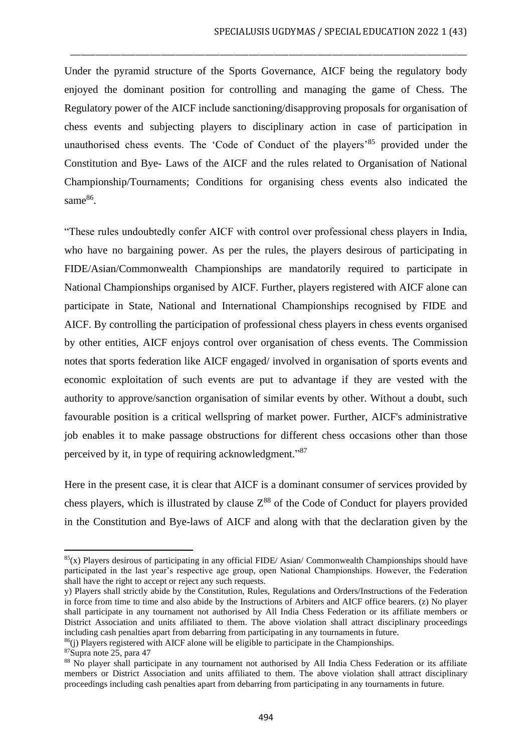Under the pyramid structure of the Sports Governance, AICF being the regulatory body enjoyed the dominant position for controlling and managing the game of Chess. The Regulatory power of the AICF include sanctioning/disapproving proposals for organisation of chess events and subjecting players to disciplinary action in case of participation in unauthorised chess events. The 'Code of Conduct of the players'[85] provided under the Constitution and Bye- Laws of the AICF and the rules related to Organisation of National Championship/Tournaments; Conditions for organising chess events also indicated the same[86].

"These rules undoubtedly confer AICF with control over professional chess players in India, who have no bargaining power. As per the rules, the players desirous of participating in FIDE/Asian/Commonwealth Championships are mandatorily required to participate in National Championships organised by AICF. Further, players registered with AICF alone can participate in State, National and International Championships recognised by FIDE and AICF. By controlling the participation of professional chess players in chess events organised by other entities, AICF enjoys control over organisation of chess events. The Commission notes that sports federation like AICF engaged/ involved in organisation of sports events and economic exploitation of such events are put to advantage if they are vested with the authority to approve/sanction organisation of similar events by other. Without a doubt, such favourable position is a critical wellspring of market power. Further, AICF's administrative job enables it to make passage obstructions for different chess occasions other than those perceived by it, in type of requiring acknowledgment."[87]

Here in the present case, it is clear that AICF is a dominant consumer of services provided by chess players, which is illustrated by clause Z[88] of the Code of Conduct for players provided in the Constitution and Bye-laws of AICF and along with that the declaration given by the

---

[85](x) Players desirous of participating in any official FIDE/ Asian/ Commonwealth Championships should have participated in the last year's respective age group, open National Championships. However, the Federation shall have the right to accept or reject any such requests.

y) Players shall strictly abide by the Constitution, Rules, Regulations and Orders/Instructions of the Federation in force from time to time and also abide by the Instructions of Arbiters and AICF office bearers. (z) No player shall participate in any tournament not authorised by All India Chess Federation or its affiliate members or District Association and units affiliated to them. The above violation shall attract disciplinary proceedings including cash penalties apart from debarring from participating in any tournaments in future.

[86](j) Players registered with AICF alone will be eligible to participate in the Championships.

[87]Supra note 25, para 47

[88] No player shall participate in any tournament not authorised by All India Chess Federation or its affiliate members or District Association and units affiliated to them. The above violation shall attract disciplinary proceedings including cash penalties apart from debarring from participating in any tournaments in future.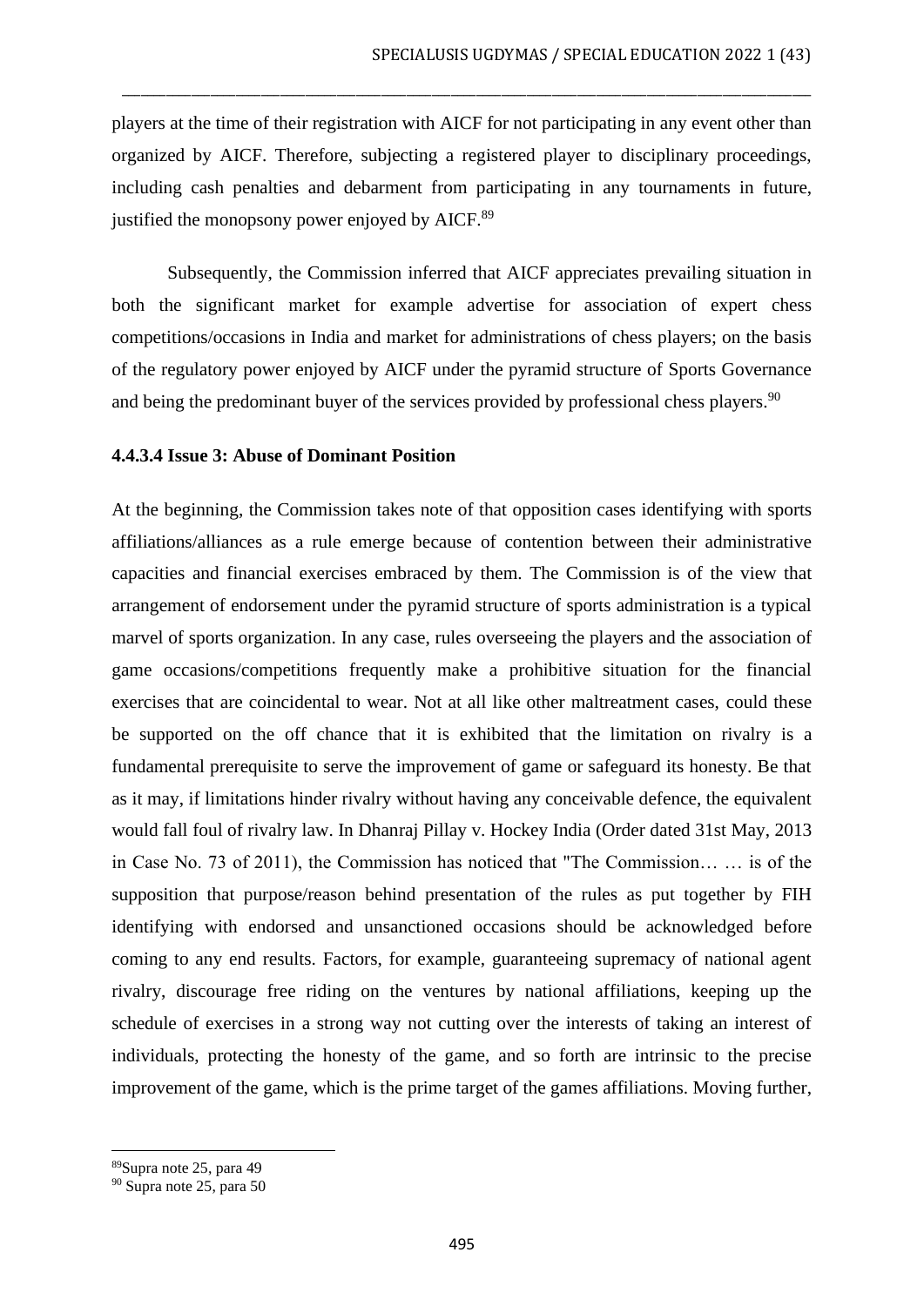players at the time of their registration with AICF for not participating in any event other than organized by AICF. Therefore, subjecting a registered player to disciplinary proceedings, including cash penalties and debarment from participating in any tournaments in future, justified the monopsony power enjoyed by AICF.[89]

Subsequently, the Commission inferred that AICF appreciates prevailing situation in both the significant market for example advertise for association of expert chess competitions/occasions in India and market for administrations of chess players; on the basis of the regulatory power enjoyed by AICF under the pyramid structure of Sports Governance and being the predominant buyer of the services provided by professional chess players.[90]

#### 4.4.3.4 Issue 3: Abuse of Dominant Position

At the beginning, the Commission takes note of that opposition cases identifying with sports affiliations/alliances as a rule emerge because of contention between their administrative capacities and financial exercises embraced by them. The Commission is of the view that arrangement of endorsement under the pyramid structure of sports administration is a typical marvel of sports organization. In any case, rules overseeing the players and the association of game occasions/competitions frequently make a prohibitive situation for the financial exercises that are coincidental to wear. Not at all like other maltreatment cases, could these be supported on the off chance that it is exhibited that the limitation on rivalry is a fundamental prerequisite to serve the improvement of game or safeguard its honesty. Be that as it may, if limitations hinder rivalry without having any conceivable defence, the equivalent would fall foul of rivalry law. In Dhanraj Pillay v. Hockey India (Order dated 31st May, 2013 in Case No. 73 of 2011), the Commission has noticed that "The Commission… … is of the supposition that purpose/reason behind presentation of the rules as put together by FIH identifying with endorsed and unsanctioned occasions should be acknowledged before coming to any end results. Factors, for example, guaranteeing supremacy of national agent rivalry, discourage free riding on the ventures by national affiliations, keeping up the schedule of exercises in a strong way not cutting over the interests of taking an interest of individuals, protecting the honesty of the game, and so forth are intrinsic to the precise improvement of the game, which is the prime target of the games affiliations. Moving further,

[89] Supra note 25, para 49

[90] Supra note 25, para 50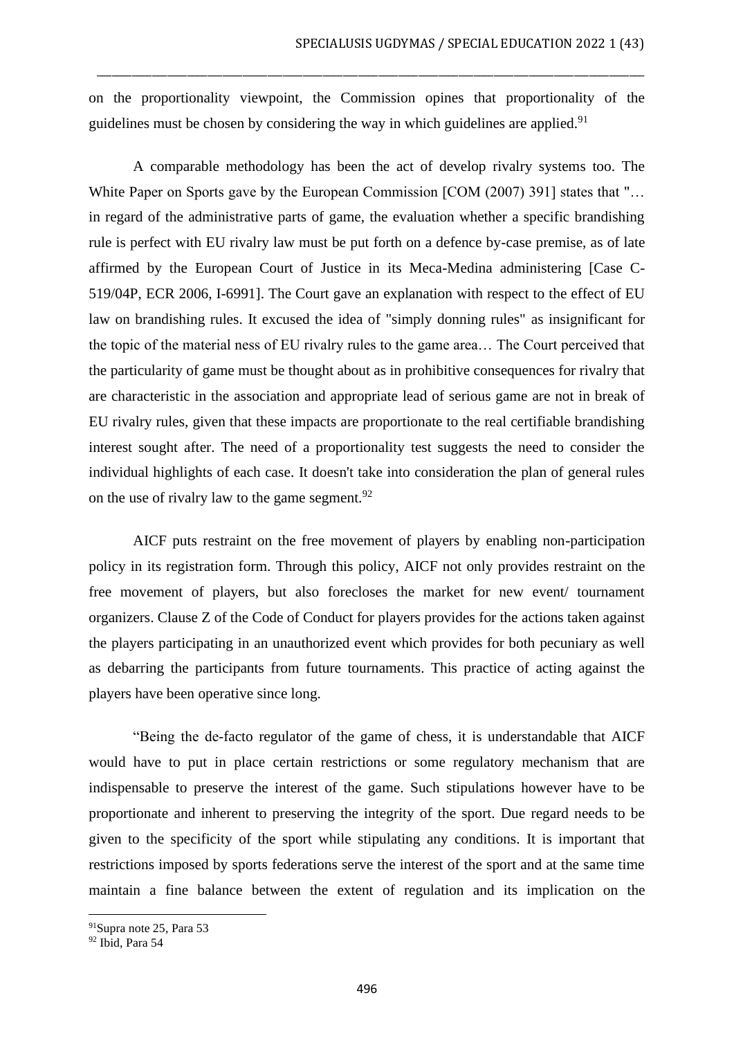on the proportionality viewpoint, the Commission opines that proportionality of the guidelines must be chosen by considering the way in which guidelines are applied.[91]

A comparable methodology has been the act of develop rivalry systems too. The White Paper on Sports gave by the European Commission [COM (2007) 391] states that "… in regard of the administrative parts of game, the evaluation whether a specific brandishing rule is perfect with EU rivalry law must be put forth on a defence by-case premise, as of late affirmed by the European Court of Justice in its Meca-Medina administering [Case C-519/04P, ECR 2006, I-6991]. The Court gave an explanation with respect to the effect of EU law on brandishing rules. It excused the idea of "simply donning rules" as insignificant for the topic of the material ness of EU rivalry rules to the game area… The Court perceived that the particularity of game must be thought about as in prohibitive consequences for rivalry that are characteristic in the association and appropriate lead of serious game are not in break of EU rivalry rules, given that these impacts are proportionate to the real certifiable brandishing interest sought after. The need of a proportionality test suggests the need to consider the individual highlights of each case. It doesn't take into consideration the plan of general rules on the use of rivalry law to the game segment.[92]

AICF puts restraint on the free movement of players by enabling non-participation policy in its registration form. Through this policy, AICF not only provides restraint on the free movement of players, but also forecloses the market for new event/ tournament organizers. Clause Z of the Code of Conduct for players provides for the actions taken against the players participating in an unauthorized event which provides for both pecuniary as well as debarring the participants from future tournaments. This practice of acting against the players have been operative since long.

"Being the de-facto regulator of the game of chess, it is understandable that AICF would have to put in place certain restrictions or some regulatory mechanism that are indispensable to preserve the interest of the game. Such stipulations however have to be proportionate and inherent to preserving the integrity of the sport. Due regard needs to be given to the specificity of the sport while stipulating any conditions. It is important that restrictions imposed by sports federations serve the interest of the sport and at the same time maintain a fine balance between the extent of regulation and its implication on the

[91] Supra note 25, Para 53

[92] Ibid, Para 54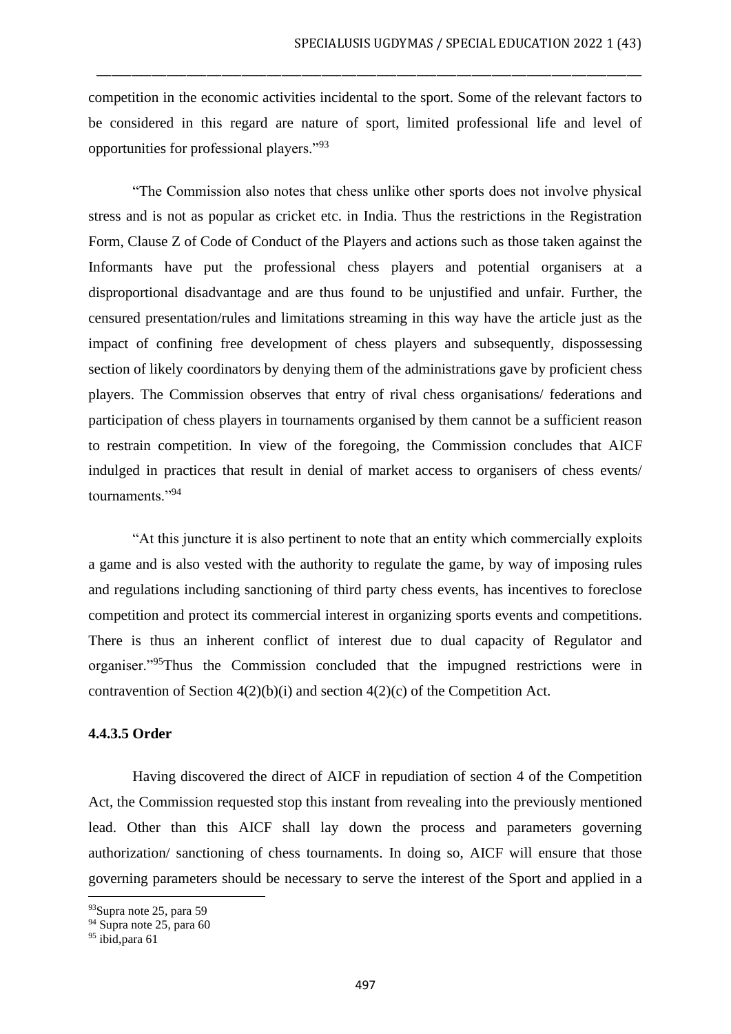competition in the economic activities incidental to the sport. Some of the relevant factors to be considered in this regard are nature of sport, limited professional life and level of opportunities for professional players."[93]

"The Commission also notes that chess unlike other sports does not involve physical stress and is not as popular as cricket etc. in India. Thus the restrictions in the Registration Form, Clause Z of Code of Conduct of the Players and actions such as those taken against the Informants have put the professional chess players and potential organisers at a disproportional disadvantage and are thus found to be unjustified and unfair. Further, the censured presentation/rules and limitations streaming in this way have the article just as the impact of confining free development of chess players and subsequently, dispossessing section of likely coordinators by denying them of the administrations gave by proficient chess players. The Commission observes that entry of rival chess organisations/ federations and participation of chess players in tournaments organised by them cannot be a sufficient reason to restrain competition. In view of the foregoing, the Commission concludes that AICF indulged in practices that result in denial of market access to organisers of chess events/ tournaments."[94]

"At this juncture it is also pertinent to note that an entity which commercially exploits a game and is also vested with the authority to regulate the game, by way of imposing rules and regulations including sanctioning of third party chess events, has incentives to foreclose competition and protect its commercial interest in organizing sports events and competitions. There is thus an inherent conflict of interest due to dual capacity of Regulator and organiser."[95]Thus the Commission concluded that the impugned restrictions were in contravention of Section 4(2)(b)(i) and section 4(2)(c) of the Competition Act.

#### 4.4.3.5 Order

Having discovered the direct of AICF in repudiation of section 4 of the Competition Act, the Commission requested stop this instant from revealing into the previously mentioned lead. Other than this AICF shall lay down the process and parameters governing authorization/ sanctioning of chess tournaments. In doing so, AICF will ensure that those governing parameters should be necessary to serve the interest of the Sport and applied in a

---

[93]Supra note 25, para 59

[94] Supra note 25, para 60

[95] ibid,para 61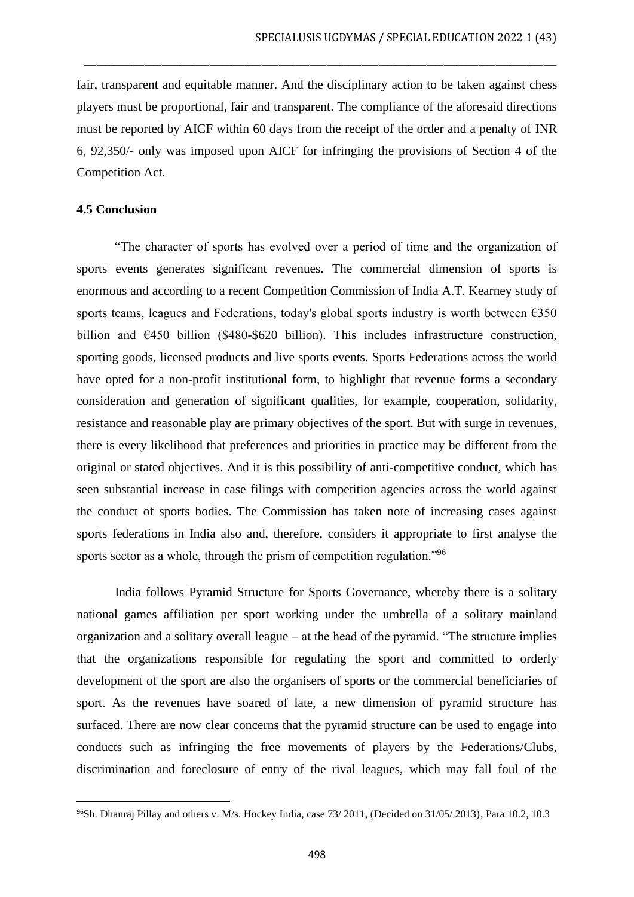fair, transparent and equitable manner. And the disciplinary action to be taken against chess players must be proportional, fair and transparent. The compliance of the aforesaid directions must be reported by AICF within 60 days from the receipt of the order and a penalty of INR 6, 92,350/- only was imposed upon AICF for infringing the provisions of Section 4 of the Competition Act.

### 4.5 Conclusion

"The character of sports has evolved over a period of time and the organization of sports events generates significant revenues. The commercial dimension of sports is enormous and according to a recent Competition Commission of India A.T. Kearney study of sports teams, leagues and Federations, today's global sports industry is worth between €350 billion and €450 billion ($480-$620 billion). This includes infrastructure construction, sporting goods, licensed products and live sports events. Sports Federations across the world have opted for a non-profit institutional form, to highlight that revenue forms a secondary consideration and generation of significant qualities, for example, cooperation, solidarity, resistance and reasonable play are primary objectives of the sport. But with surge in revenues, there is every likelihood that preferences and priorities in practice may be different from the original or stated objectives. And it is this possibility of anti-competitive conduct, which has seen substantial increase in case filings with competition agencies across the world against the conduct of sports bodies. The Commission has taken note of increasing cases against sports federations in India also and, therefore, considers it appropriate to first analyse the sports sector as a whole, through the prism of competition regulation."[96]

India follows Pyramid Structure for Sports Governance, whereby there is a solitary national games affiliation per sport working under the umbrella of a solitary mainland organization and a solitary overall league – at the head of the pyramid. "The structure implies that the organizations responsible for regulating the sport and committed to orderly development of the sport are also the organisers of sports or the commercial beneficiaries of sport. As the revenues have soared of late, a new dimension of pyramid structure has surfaced. There are now clear concerns that the pyramid structure can be used to engage into conducts such as infringing the free movements of players by the Federations/Clubs, discrimination and foreclosure of entry of the rival leagues, which may fall foul of the

[96] Sh. Dhanraj Pillay and others v. M/s. Hockey India, case 73/ 2011, (Decided on 31/05/ 2013), Para 10.2, 10.3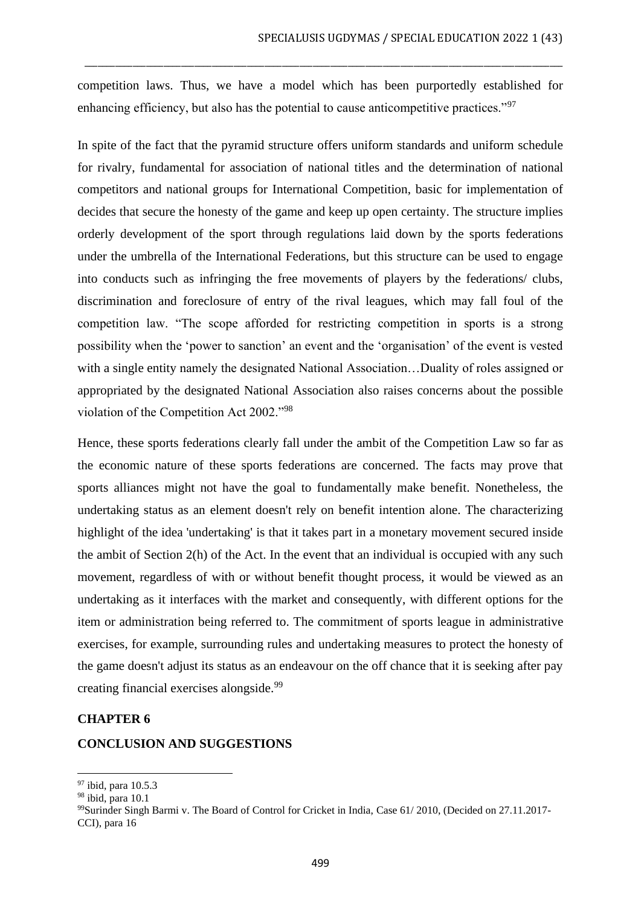competition laws. Thus, we have a model which has been purportedly established for enhancing efficiency, but also has the potential to cause anticompetitive practices."[97]

In spite of the fact that the pyramid structure offers uniform standards and uniform schedule for rivalry, fundamental for association of national titles and the determination of national competitors and national groups for International Competition, basic for implementation of decides that secure the honesty of the game and keep up open certainty. The structure implies orderly development of the sport through regulations laid down by the sports federations under the umbrella of the International Federations, but this structure can be used to engage into conducts such as infringing the free movements of players by the federations/ clubs, discrimination and foreclosure of entry of the rival leagues, which may fall foul of the competition law. "The scope afforded for restricting competition in sports is a strong possibility when the 'power to sanction' an event and the 'organisation' of the event is vested with a single entity namely the designated National Association…Duality of roles assigned or appropriated by the designated National Association also raises concerns about the possible violation of the Competition Act 2002."[98]

Hence, these sports federations clearly fall under the ambit of the Competition Law so far as the economic nature of these sports federations are concerned. The facts may prove that sports alliances might not have the goal to fundamentally make benefit. Nonetheless, the undertaking status as an element doesn't rely on benefit intention alone. The characterizing highlight of the idea 'undertaking' is that it takes part in a monetary movement secured inside the ambit of Section 2(h) of the Act. In the event that an individual is occupied with any such movement, regardless of with or without benefit thought process, it would be viewed as an undertaking as it interfaces with the market and consequently, with different options for the item or administration being referred to. The commitment of sports league in administrative exercises, for example, surrounding rules and undertaking measures to protect the honesty of the game doesn't adjust its status as an endeavour on the off chance that it is seeking after pay creating financial exercises alongside.[99]

## CHAPTER 6

## CONCLUSION AND SUGGESTIONS

---

[97] ibid, para 10.5.3

[98] ibid, para 10.1

[99] Surinder Singh Barmi v. The Board of Control for Cricket in India, Case 61/ 2010, (Decided on 27.11.2017-CCI), para 16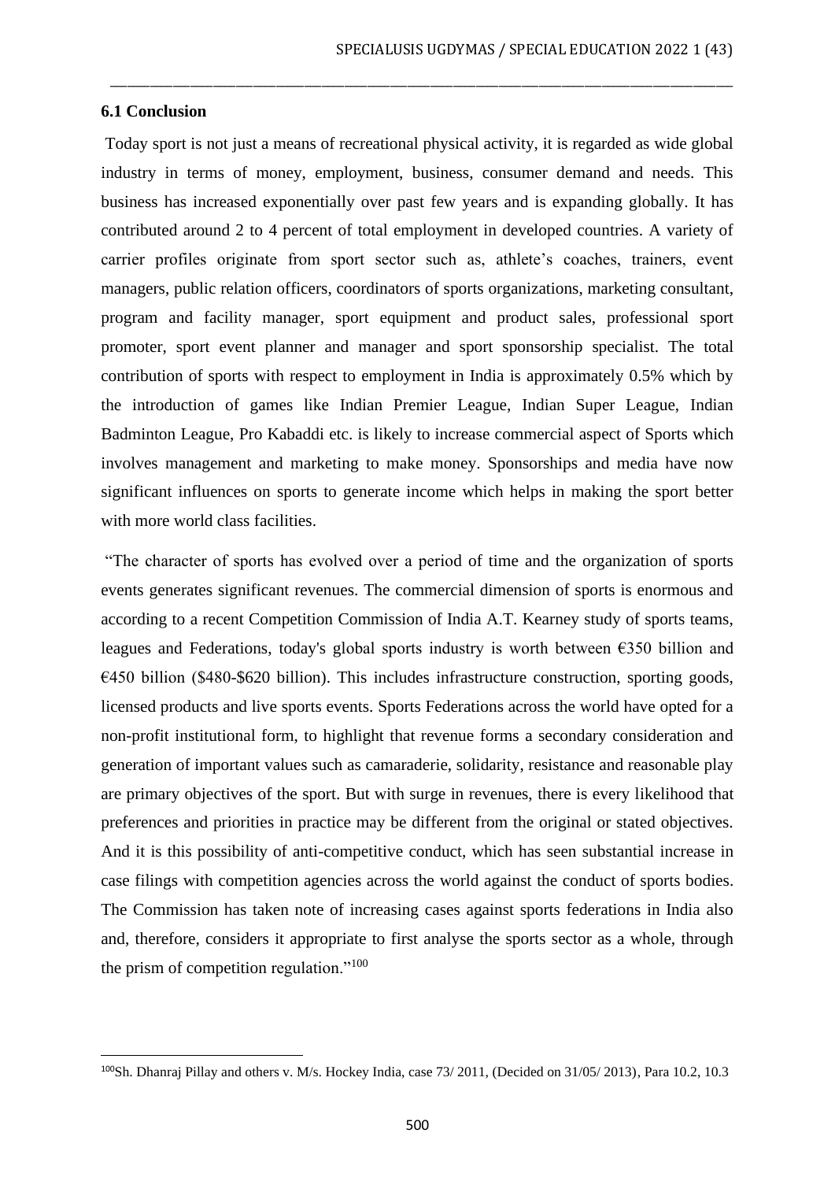**6.1 Conclusion**

Today sport is not just a means of recreational physical activity, it is regarded as wide global industry in terms of money, employment, business, consumer demand and needs. This business has increased exponentially over past few years and is expanding globally. It has contributed around 2 to 4 percent of total employment in developed countries. A variety of carrier profiles originate from sport sector such as, athlete's coaches, trainers, event managers, public relation officers, coordinators of sports organizations, marketing consultant, program and facility manager, sport equipment and product sales, professional sport promoter, sport event planner and manager and sport sponsorship specialist. The total contribution of sports with respect to employment in India is approximately 0.5% which by the introduction of games like Indian Premier League, Indian Super League, Indian Badminton League, Pro Kabaddi etc. is likely to increase commercial aspect of Sports which involves management and marketing to make money. Sponsorships and media have now significant influences on sports to generate income which helps in making the sport better with more world class facilities.

"The character of sports has evolved over a period of time and the organization of sports events generates significant revenues. The commercial dimension of sports is enormous and according to a recent Competition Commission of India A.T. Kearney study of sports teams, leagues and Federations, today's global sports industry is worth between €350 billion and €450 billion ($480-$620 billion). This includes infrastructure construction, sporting goods, licensed products and live sports events. Sports Federations across the world have opted for a non-profit institutional form, to highlight that revenue forms a secondary consideration and generation of important values such as camaraderie, solidarity, resistance and reasonable play are primary objectives of the sport. But with surge in revenues, there is every likelihood that preferences and priorities in practice may be different from the original or stated objectives. And it is this possibility of anti-competitive conduct, which has seen substantial increase in case filings with competition agencies across the world against the conduct of sports bodies. The Commission has taken note of increasing cases against sports federations in India also and, therefore, considers it appropriate to first analyse the sports sector as a whole, through the prism of competition regulation."[100]

---

[100] Sh. Dhanraj Pillay and others v. M/s. Hockey India, case 73/ 2011, (Decided on 31/05/ 2013), Para 10.2, 10.3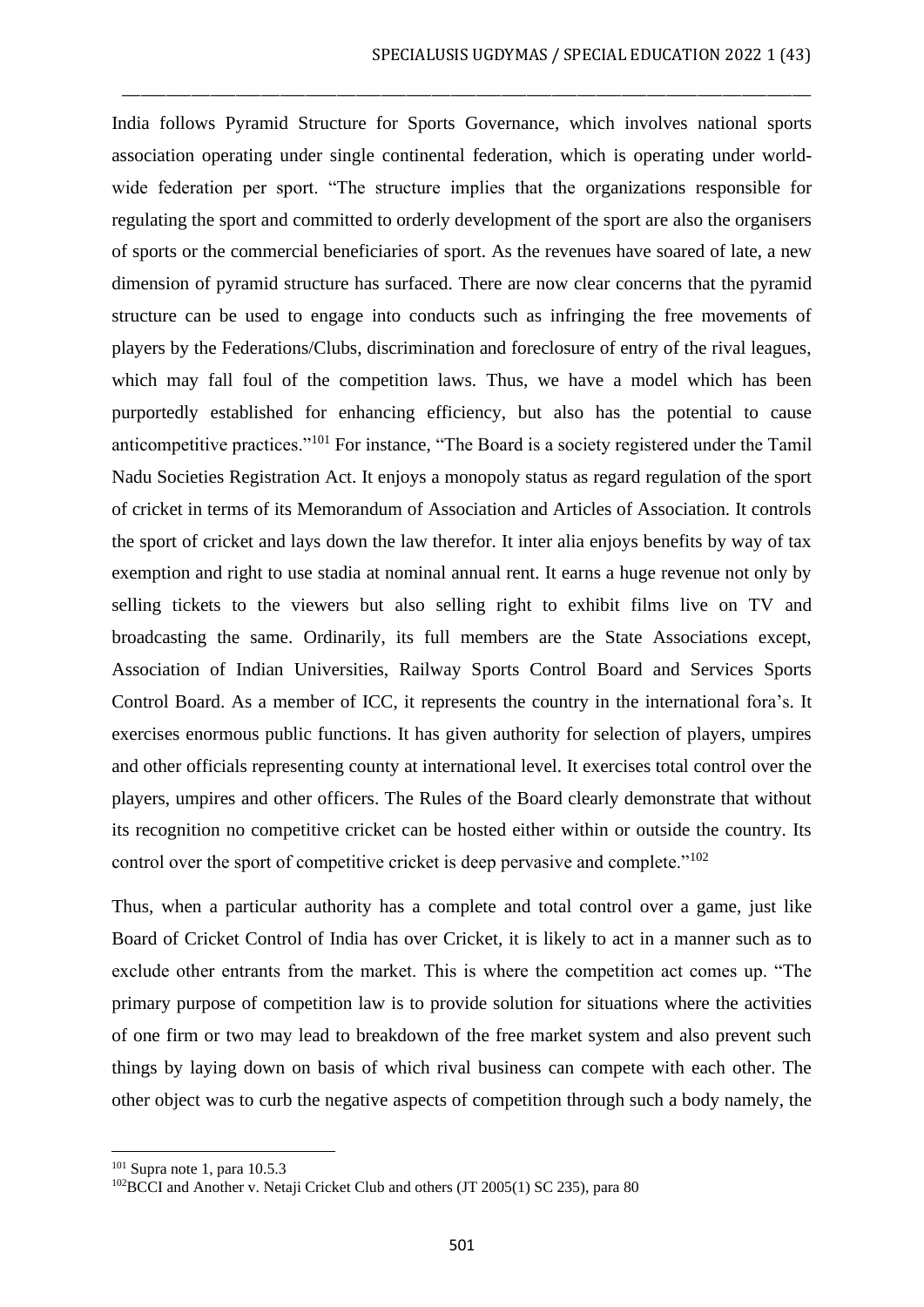India follows Pyramid Structure for Sports Governance, which involves national sports association operating under single continental federation, which is operating under world-wide federation per sport. "The structure implies that the organizations responsible for regulating the sport and committed to orderly development of the sport are also the organisers of sports or the commercial beneficiaries of sport. As the revenues have soared of late, a new dimension of pyramid structure has surfaced. There are now clear concerns that the pyramid structure can be used to engage into conducts such as infringing the free movements of players by the Federations/Clubs, discrimination and foreclosure of entry of the rival leagues, which may fall foul of the competition laws. Thus, we have a model which has been purportedly established for enhancing efficiency, but also has the potential to cause anticompetitive practices."[101] For instance, "The Board is a society registered under the Tamil Nadu Societies Registration Act. It enjoys a monopoly status as regard regulation of the sport of cricket in terms of its Memorandum of Association and Articles of Association. It controls the sport of cricket and lays down the law therefor. It inter alia enjoys benefits by way of tax exemption and right to use stadia at nominal annual rent. It earns a huge revenue not only by selling tickets to the viewers but also selling right to exhibit films live on TV and broadcasting the same. Ordinarily, its full members are the State Associations except, Association of Indian Universities, Railway Sports Control Board and Services Sports Control Board. As a member of ICC, it represents the country in the international fora's. It exercises enormous public functions. It has given authority for selection of players, umpires and other officials representing county at international level. It exercises total control over the players, umpires and other officers. The Rules of the Board clearly demonstrate that without its recognition no competitive cricket can be hosted either within or outside the country. Its control over the sport of competitive cricket is deep pervasive and complete."[102]

Thus, when a particular authority has a complete and total control over a game, just like Board of Cricket Control of India has over Cricket, it is likely to act in a manner such as to exclude other entrants from the market. This is where the competition act comes up. "The primary purpose of competition law is to provide solution for situations where the activities of one firm or two may lead to breakdown of the free market system and also prevent such things by laying down on basis of which rival business can compete with each other. The other object was to curb the negative aspects of competition through such a body namely, the

[101] Supra note 1, para 10.5.3

[102] BCCI and Another v. Netaji Cricket Club and others (JT 2005(1) SC 235), para 80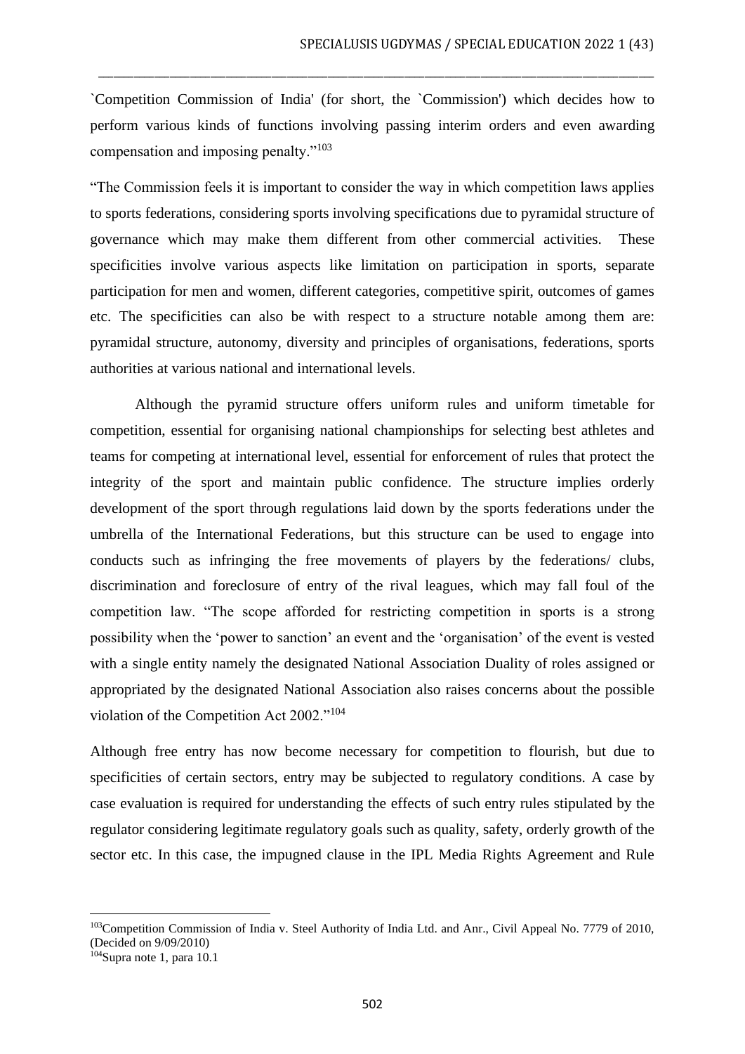`Competition Commission of India' (for short, the `Commission') which decides how to perform various kinds of functions involving passing interim orders and even awarding compensation and imposing penalty."[103]

"The Commission feels it is important to consider the way in which competition laws applies to sports federations, considering sports involving specifications due to pyramidal structure of governance which may make them different from other commercial activities. These specificities involve various aspects like limitation on participation in sports, separate participation for men and women, different categories, competitive spirit, outcomes of games etc. The specificities can also be with respect to a structure notable among them are: pyramidal structure, autonomy, diversity and principles of organisations, federations, sports authorities at various national and international levels.

Although the pyramid structure offers uniform rules and uniform timetable for competition, essential for organising national championships for selecting best athletes and teams for competing at international level, essential for enforcement of rules that protect the integrity of the sport and maintain public confidence. The structure implies orderly development of the sport through regulations laid down by the sports federations under the umbrella of the International Federations, but this structure can be used to engage into conducts such as infringing the free movements of players by the federations/ clubs, discrimination and foreclosure of entry of the rival leagues, which may fall foul of the competition law. "The scope afforded for restricting competition in sports is a strong possibility when the 'power to sanction' an event and the 'organisation' of the event is vested with a single entity namely the designated National Association Duality of roles assigned or appropriated by the designated National Association also raises concerns about the possible violation of the Competition Act 2002."[104]

Although free entry has now become necessary for competition to flourish, but due to specificities of certain sectors, entry may be subjected to regulatory conditions. A case by case evaluation is required for understanding the effects of such entry rules stipulated by the regulator considering legitimate regulatory goals such as quality, safety, orderly growth of the sector etc. In this case, the impugned clause in the IPL Media Rights Agreement and Rule

---

[103] Competition Commission of India v. Steel Authority of India Ltd. and Anr., Civil Appeal No. 7779 of 2010, (Decided on 9/09/2010)

[104] Supra note 1, para 10.1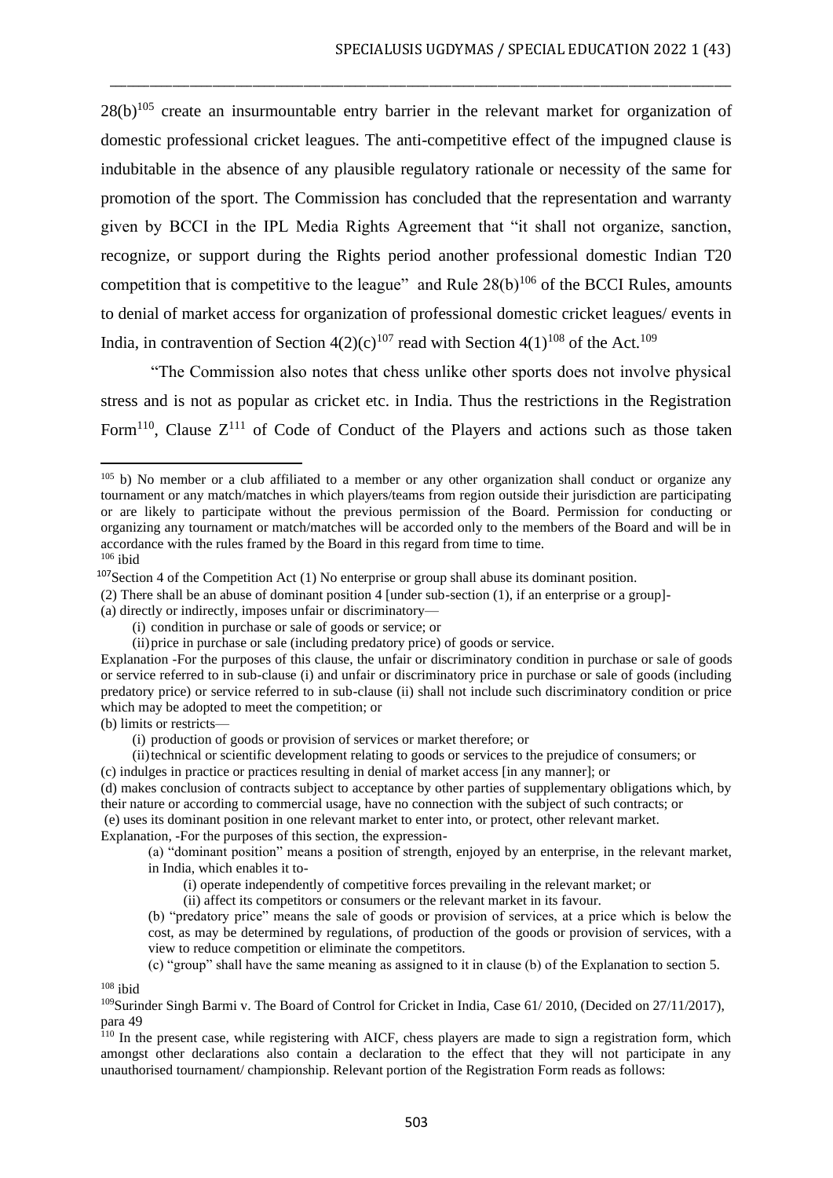28(b)[105] create an insurmountable entry barrier in the relevant market for organization of domestic professional cricket leagues. The anti-competitive effect of the impugned clause is indubitable in the absence of any plausible regulatory rationale or necessity of the same for promotion of the sport. The Commission has concluded that the representation and warranty given by BCCI in the IPL Media Rights Agreement that "it shall not organize, sanction, recognize, or support during the Rights period another professional domestic Indian T20 competition that is competitive to the league" and Rule 28(b)[106] of the BCCI Rules, amounts to denial of market access for organization of professional domestic cricket leagues/ events in India, in contravention of Section 4(2)(c)[107] read with Section 4(1)[108] of the Act.[109]

"The Commission also notes that chess unlike other sports does not involve physical stress and is not as popular as cricket etc. in India. Thus the restrictions in the Registration Form[110], Clause Z[111] of Code of Conduct of the Players and actions such as those taken

---

[105] b) No member or a club affiliated to a member or any other organization shall conduct or organize any tournament or any match/matches in which players/teams from region outside their jurisdiction are participating or are likely to participate without the previous permission of the Board. Permission for conducting or organizing any tournament or match/matches will be accorded only to the members of the Board and will be in accordance with the rules framed by the Board in this regard from time to time.

[106] ibid

[107] Section 4 of the Competition Act (1) No enterprise or group shall abuse its dominant position.

(2) There shall be an abuse of dominant position 4 [under sub-section (1), if an enterprise or a group]-

(a) directly or indirectly, imposes unfair or discriminatory—

(i) condition in purchase or sale of goods or service; or

(ii) price in purchase or sale (including predatory price) of goods or service.

Explanation -For the purposes of this clause, the unfair or discriminatory condition in purchase or sale of goods or service referred to in sub-clause (i) and unfair or discriminatory price in purchase or sale of goods (including predatory price) or service referred to in sub-clause (ii) shall not include such discriminatory condition or price which may be adopted to meet the competition; or

(b) limits or restricts—

(i) production of goods or provision of services or market therefore; or

(ii) technical or scientific development relating to goods or services to the prejudice of consumers; or

(c) indulges in practice or practices resulting in denial of market access [in any manner]; or

(d) makes conclusion of contracts subject to acceptance by other parties of supplementary obligations which, by their nature or according to commercial usage, have no connection with the subject of such contracts; or

(e) uses its dominant position in one relevant market to enter into, or protect, other relevant market.

Explanation, -For the purposes of this section, the expression-

(a) "dominant position" means a position of strength, enjoyed by an enterprise, in the relevant market, in India, which enables it to-

(i) operate independently of competitive forces prevailing in the relevant market; or

(ii) affect its competitors or consumers or the relevant market in its favour.

(b) "predatory price" means the sale of goods or provision of services, at a price which is below the cost, as may be determined by regulations, of production of the goods or provision of services, with a view to reduce competition or eliminate the competitors.

(c) "group" shall have the same meaning as assigned to it in clause (b) of the Explanation to section 5.

[108] ibid

[109] Surinder Singh Barmi v. The Board of Control for Cricket in India, Case 61/ 2010, (Decided on 27/11/2017), para 49

[110] In the present case, while registering with AICF, chess players are made to sign a registration form, which amongst other declarations also contain a declaration to the effect that they will not participate in any unauthorised tournament/ championship. Relevant portion of the Registration Form reads as follows: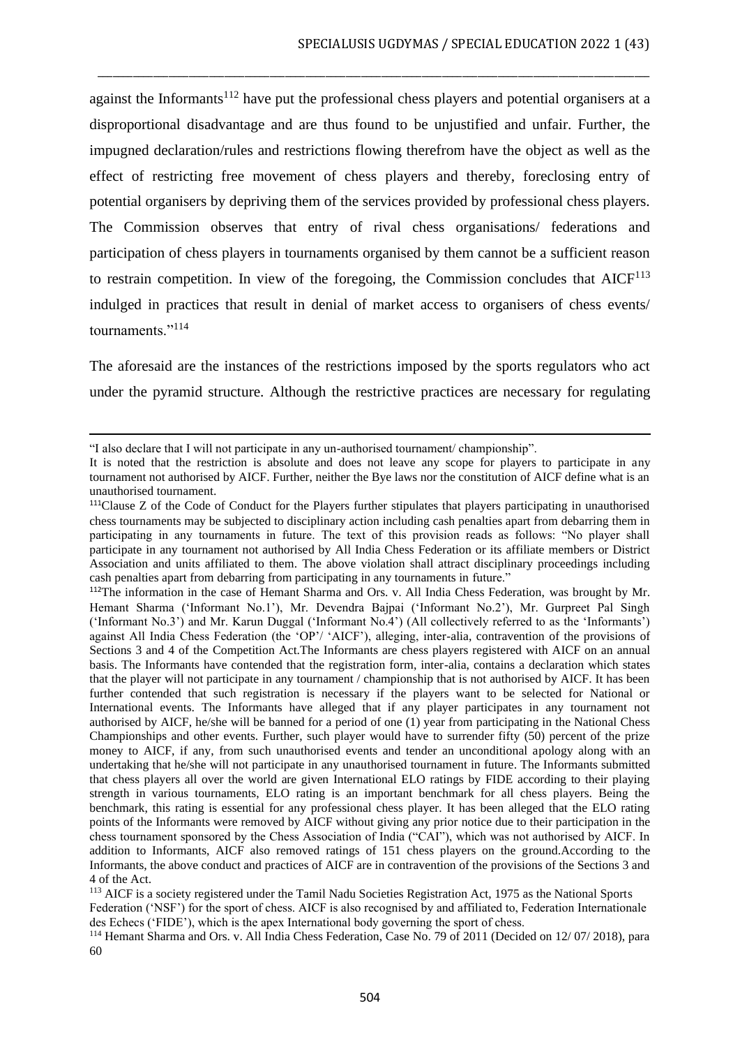against the Informants[112] have put the professional chess players and potential organisers at a disproportional disadvantage and are thus found to be unjustified and unfair. Further, the impugned declaration/rules and restrictions flowing therefrom have the object as well as the effect of restricting free movement of chess players and thereby, foreclosing entry of potential organisers by depriving them of the services provided by professional chess players. The Commission observes that entry of rival chess organisations/ federations and participation of chess players in tournaments organised by them cannot be a sufficient reason to restrain competition. In view of the foregoing, the Commission concludes that AICF[113] indulged in practices that result in denial of market access to organisers of chess events/ tournaments."[114]

The aforesaid are the instances of the restrictions imposed by the sports regulators who act under the pyramid structure. Although the restrictive practices are necessary for regulating

---

"I also declare that I will not participate in any un-authorised tournament/ championship".

It is noted that the restriction is absolute and does not leave any scope for players to participate in any tournament not authorised by AICF. Further, neither the Bye laws nor the constitution of AICF define what is an unauthorised tournament.

[111] Clause Z of the Code of Conduct for the Players further stipulates that players participating in unauthorised chess tournaments may be subjected to disciplinary action including cash penalties apart from debarring them in participating in any tournaments in future. The text of this provision reads as follows: "No player shall participate in any tournament not authorised by All India Chess Federation or its affiliate members or District Association and units affiliated to them. The above violation shall attract disciplinary proceedings including cash penalties apart from debarring from participating in any tournaments in future."

[112] The information in the case of Hemant Sharma and Ors. v. All India Chess Federation, was brought by Mr. Hemant Sharma ('Informant No.1'), Mr. Devendra Bajpai ('Informant No.2'), Mr. Gurpreet Pal Singh ('Informant No.3') and Mr. Karun Duggal ('Informant No.4') (All collectively referred to as the 'Informants') against All India Chess Federation (the 'OP'/ 'AICF'), alleging, inter-alia, contravention of the provisions of Sections 3 and 4 of the Competition Act.The Informants are chess players registered with AICF on an annual basis. The Informants have contended that the registration form, inter-alia, contains a declaration which states that the player will not participate in any tournament / championship that is not authorised by AICF. It has been further contended that such registration is necessary if the players want to be selected for National or International events. The Informants have alleged that if any player participates in any tournament not authorised by AICF, he/she will be banned for a period of one (1) year from participating in the National Chess Championships and other events. Further, such player would have to surrender fifty (50) percent of the prize money to AICF, if any, from such unauthorised events and tender an unconditional apology along with an undertaking that he/she will not participate in any unauthorised tournament in future. The Informants submitted that chess players all over the world are given International ELO ratings by FIDE according to their playing strength in various tournaments, ELO rating is an important benchmark for all chess players. Being the benchmark, this rating is essential for any professional chess player. It has been alleged that the ELO rating points of the Informants were removed by AICF without giving any prior notice due to their participation in the chess tournament sponsored by the Chess Association of India ("CAI"), which was not authorised by AICF. In addition to Informants, AICF also removed ratings of 151 chess players on the ground.According to the Informants, the above conduct and practices of AICF are in contravention of the provisions of the Sections 3 and 4 of the Act.

[113] AICF is a society registered under the Tamil Nadu Societies Registration Act, 1975 as the National Sports Federation ('NSF') for the sport of chess. AICF is also recognised by and affiliated to, Federation Internationale des Echecs ('FIDE'), which is the apex International body governing the sport of chess.

[114] Hemant Sharma and Ors. v. All India Chess Federation, Case No. 79 of 2011 (Decided on 12/ 07/ 2018), para 60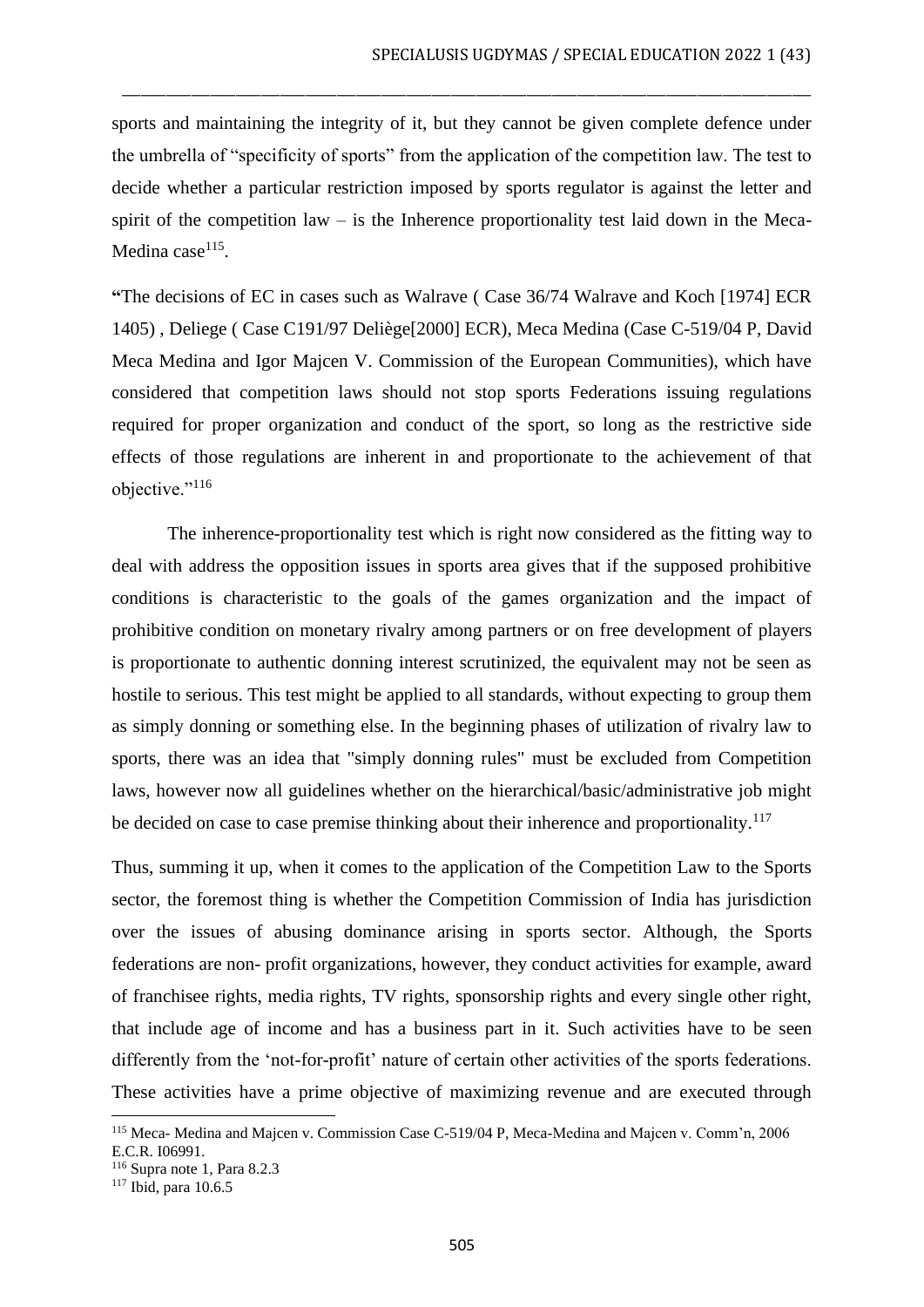sports and maintaining the integrity of it, but they cannot be given complete defence under the umbrella of "specificity of sports" from the application of the competition law. The test to decide whether a particular restriction imposed by sports regulator is against the letter and spirit of the competition law – is the Inherence proportionality test laid down in the Meca-Medina case[115].

**"**The decisions of EC in cases such as Walrave ( Case 36/74 Walrave and Koch [1974] ECR 1405) , Deliege ( Case C191/97 Deliège[2000] ECR), Meca Medina (Case C-519/04 P, David Meca Medina and Igor Majcen V. Commission of the European Communities), which have considered that competition laws should not stop sports Federations issuing regulations required for proper organization and conduct of the sport, so long as the restrictive side effects of those regulations are inherent in and proportionate to the achievement of that objective."[116]

The inherence-proportionality test which is right now considered as the fitting way to deal with address the opposition issues in sports area gives that if the supposed prohibitive conditions is characteristic to the goals of the games organization and the impact of prohibitive condition on monetary rivalry among partners or on free development of players is proportionate to authentic donning interest scrutinized, the equivalent may not be seen as hostile to serious. This test might be applied to all standards, without expecting to group them as simply donning or something else. In the beginning phases of utilization of rivalry law to sports, there was an idea that "simply donning rules" must be excluded from Competition laws, however now all guidelines whether on the hierarchical/basic/administrative job might be decided on case to case premise thinking about their inherence and proportionality.[117]

Thus, summing it up, when it comes to the application of the Competition Law to the Sports sector, the foremost thing is whether the Competition Commission of India has jurisdiction over the issues of abusing dominance arising in sports sector. Although, the Sports federations are non- profit organizations, however, they conduct activities for example, award of franchisee rights, media rights, TV rights, sponsorship rights and every single other right, that include age of income and has a business part in it. Such activities have to be seen differently from the 'not-for-profit' nature of certain other activities of the sports federations. These activities have a prime objective of maximizing revenue and are executed through

---

[115] Meca- Medina and Majcen v. Commission Case C-519/04 P, Meca-Medina and Majcen v. Comm'n, 2006 E.C.R. I06991.

[116] Supra note 1, Para 8.2.3

[117] Ibid, para 10.6.5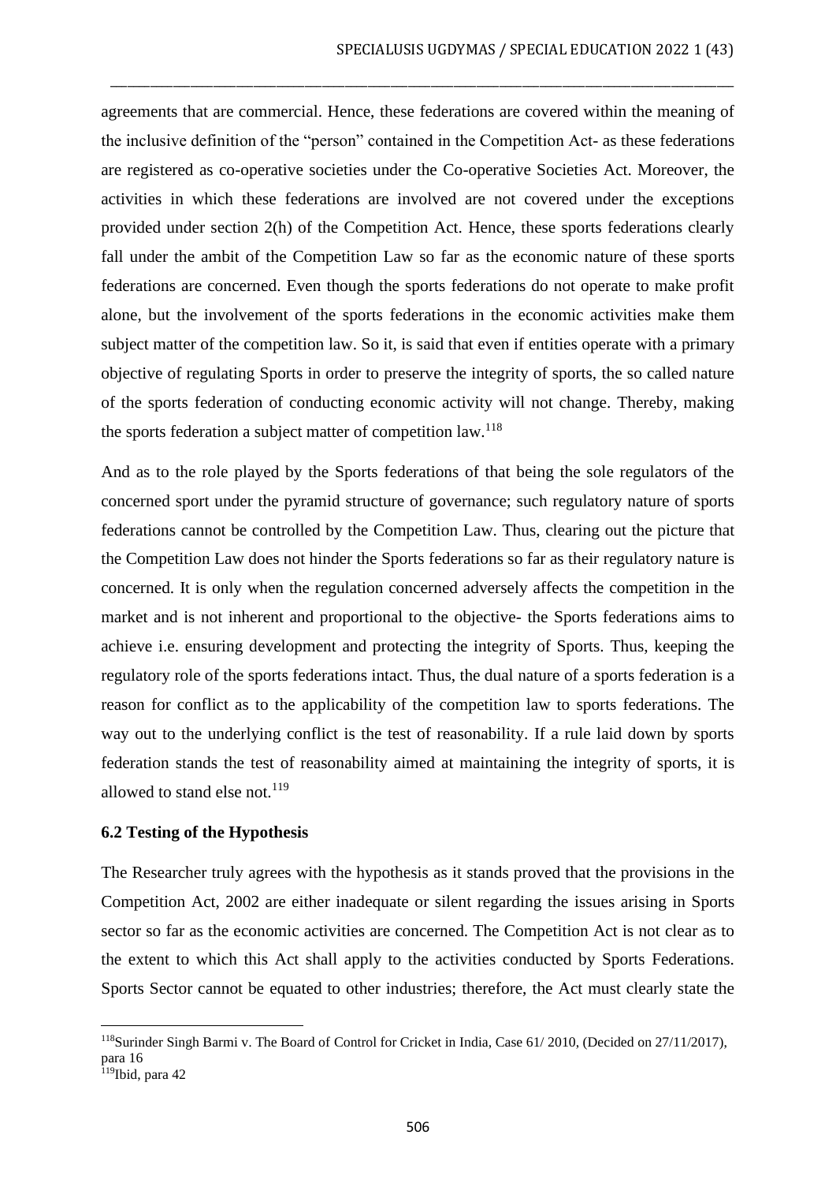agreements that are commercial. Hence, these federations are covered within the meaning of the inclusive definition of the "person" contained in the Competition Act- as these federations are registered as co-operative societies under the Co-operative Societies Act. Moreover, the activities in which these federations are involved are not covered under the exceptions provided under section 2(h) of the Competition Act. Hence, these sports federations clearly fall under the ambit of the Competition Law so far as the economic nature of these sports federations are concerned. Even though the sports federations do not operate to make profit alone, but the involvement of the sports federations in the economic activities make them subject matter of the competition law. So it, is said that even if entities operate with a primary objective of regulating Sports in order to preserve the integrity of sports, the so called nature of the sports federation of conducting economic activity will not change. Thereby, making the sports federation a subject matter of competition law.[118]

And as to the role played by the Sports federations of that being the sole regulators of the concerned sport under the pyramid structure of governance; such regulatory nature of sports federations cannot be controlled by the Competition Law. Thus, clearing out the picture that the Competition Law does not hinder the Sports federations so far as their regulatory nature is concerned. It is only when the regulation concerned adversely affects the competition in the market and is not inherent and proportional to the objective- the Sports federations aims to achieve i.e. ensuring development and protecting the integrity of Sports. Thus, keeping the regulatory role of the sports federations intact. Thus, the dual nature of a sports federation is a reason for conflict as to the applicability of the competition law to sports federations. The way out to the underlying conflict is the test of reasonability. If a rule laid down by sports federation stands the test of reasonability aimed at maintaining the integrity of sports, it is allowed to stand else not.[119]

### 6.2 Testing of the Hypothesis

The Researcher truly agrees with the hypothesis as it stands proved that the provisions in the Competition Act, 2002 are either inadequate or silent regarding the issues arising in Sports sector so far as the economic activities are concerned. The Competition Act is not clear as to the extent to which this Act shall apply to the activities conducted by Sports Federations. Sports Sector cannot be equated to other industries; therefore, the Act must clearly state the

---

[118]Surinder Singh Barmi v. The Board of Control for Cricket in India, Case 61/ 2010, (Decided on 27/11/2017), para 16

[119]Ibid, para 42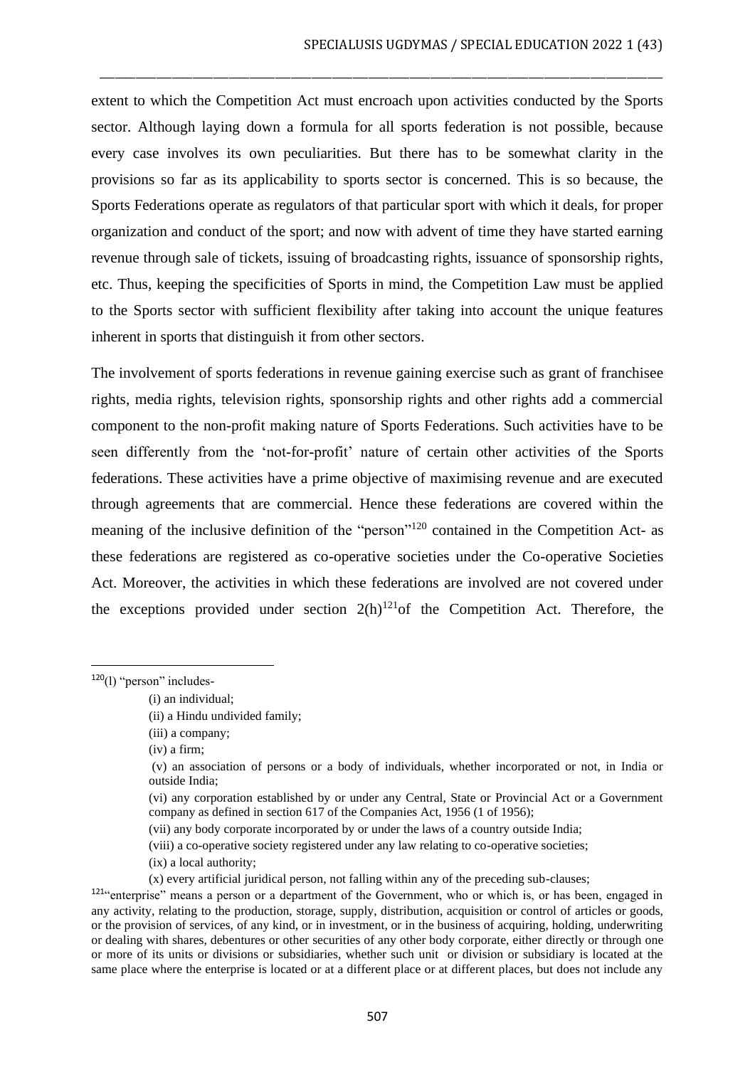extent to which the Competition Act must encroach upon activities conducted by the Sports sector. Although laying down a formula for all sports federation is not possible, because every case involves its own peculiarities. But there has to be somewhat clarity in the provisions so far as its applicability to sports sector is concerned. This is so because, the Sports Federations operate as regulators of that particular sport with which it deals, for proper organization and conduct of the sport; and now with advent of time they have started earning revenue through sale of tickets, issuing of broadcasting rights, issuance of sponsorship rights, etc. Thus, keeping the specificities of Sports in mind, the Competition Law must be applied to the Sports sector with sufficient flexibility after taking into account the unique features inherent in sports that distinguish it from other sectors.

The involvement of sports federations in revenue gaining exercise such as grant of franchisee rights, media rights, television rights, sponsorship rights and other rights add a commercial component to the non-profit making nature of Sports Federations. Such activities have to be seen differently from the 'not-for-profit' nature of certain other activities of the Sports federations. These activities have a prime objective of maximising revenue and are executed through agreements that are commercial. Hence these federations are covered within the meaning of the inclusive definition of the "person"[120] contained in the Competition Act- as these federations are registered as co-operative societies under the Co-operative Societies Act. Moreover, the activities in which these federations are involved are not covered under the exceptions provided under section 2(h)[121]of the Competition Act. Therefore, the

---

[120](l) "person" includes-

(i) an individual;

(ii) a Hindu undivided family;

(iii) a company;

(iv) a firm;

(v) an association of persons or a body of individuals, whether incorporated or not, in India or outside India;

(vi) any corporation established by or under any Central, State or Provincial Act or a Government company as defined in section 617 of the Companies Act, 1956 (1 of 1956);

(vii) any body corporate incorporated by or under the laws of a country outside India;

(viii) a co-operative society registered under any law relating to co-operative societies;

(ix) a local authority;

(x) every artificial juridical person, not falling within any of the preceding sub-clauses;

[121]"enterprise" means a person or a department of the Government, who or which is, or has been, engaged in any activity, relating to the production, storage, supply, distribution, acquisition or control of articles or goods, or the provision of services, of any kind, or in investment, or in the business of acquiring, holding, underwriting or dealing with shares, debentures or other securities of any other body corporate, either directly or through one or more of its units or divisions or subsidiaries, whether such unit or division or subsidiary is located at the same place where the enterprise is located or at a different place or at different places, but does not include any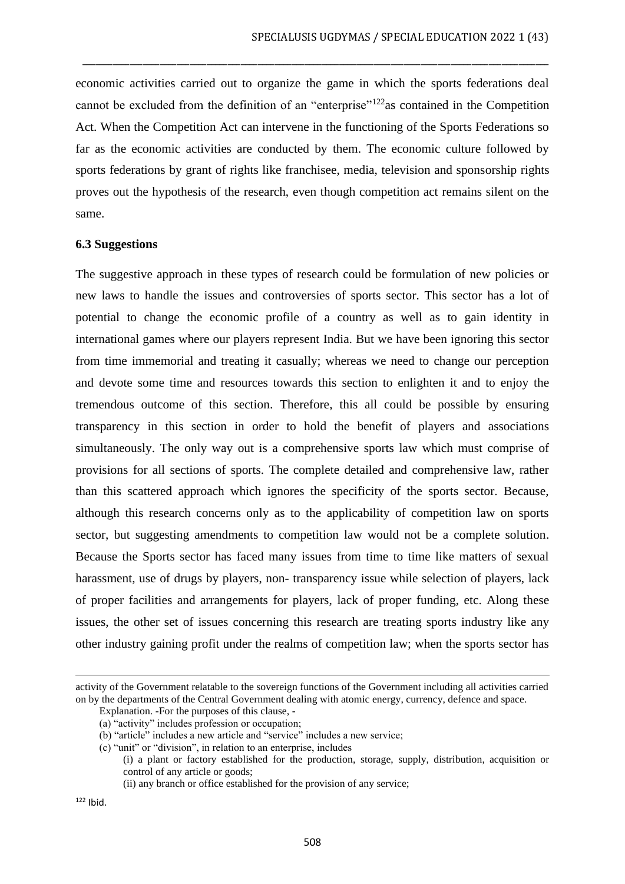economic activities carried out to organize the game in which the sports federations deal cannot be excluded from the definition of an "enterprise"[122]as contained in the Competition Act. When the Competition Act can intervene in the functioning of the Sports Federations so far as the economic activities are conducted by them. The economic culture followed by sports federations by grant of rights like franchisee, media, television and sponsorship rights proves out the hypothesis of the research, even though competition act remains silent on the same.

### 6.3 Suggestions

The suggestive approach in these types of research could be formulation of new policies or new laws to handle the issues and controversies of sports sector. This sector has a lot of potential to change the economic profile of a country as well as to gain identity in international games where our players represent India. But we have been ignoring this sector from time immemorial and treating it casually; whereas we need to change our perception and devote some time and resources towards this section to enlighten it and to enjoy the tremendous outcome of this section. Therefore, this all could be possible by ensuring transparency in this section in order to hold the benefit of players and associations simultaneously. The only way out is a comprehensive sports law which must comprise of provisions for all sections of sports. The complete detailed and comprehensive law, rather than this scattered approach which ignores the specificity of the sports sector. Because, although this research concerns only as to the applicability of competition law on sports sector, but suggesting amendments to competition law would not be a complete solution. Because the Sports sector has faced many issues from time to time like matters of sexual harassment, use of drugs by players, non- transparency issue while selection of players, lack of proper facilities and arrangements for players, lack of proper funding, etc. Along these issues, the other set of issues concerning this research are treating sports industry like any other industry gaining profit under the realms of competition law; when the sports sector has

---

activity of the Government relatable to the sovereign functions of the Government including all activities carried on by the departments of the Central Government dealing with atomic energy, currency, defence and space.

Explanation. -For the purposes of this clause, -

(a) "activity" includes profession or occupation;

(b) "article" includes a new article and "service" includes a new service;

(c) "unit" or "division", in relation to an enterprise, includes

(i) a plant or factory established for the production, storage, supply, distribution, acquisition or control of any article or goods;

(ii) any branch or office established for the provision of any service;

[122] Ibid.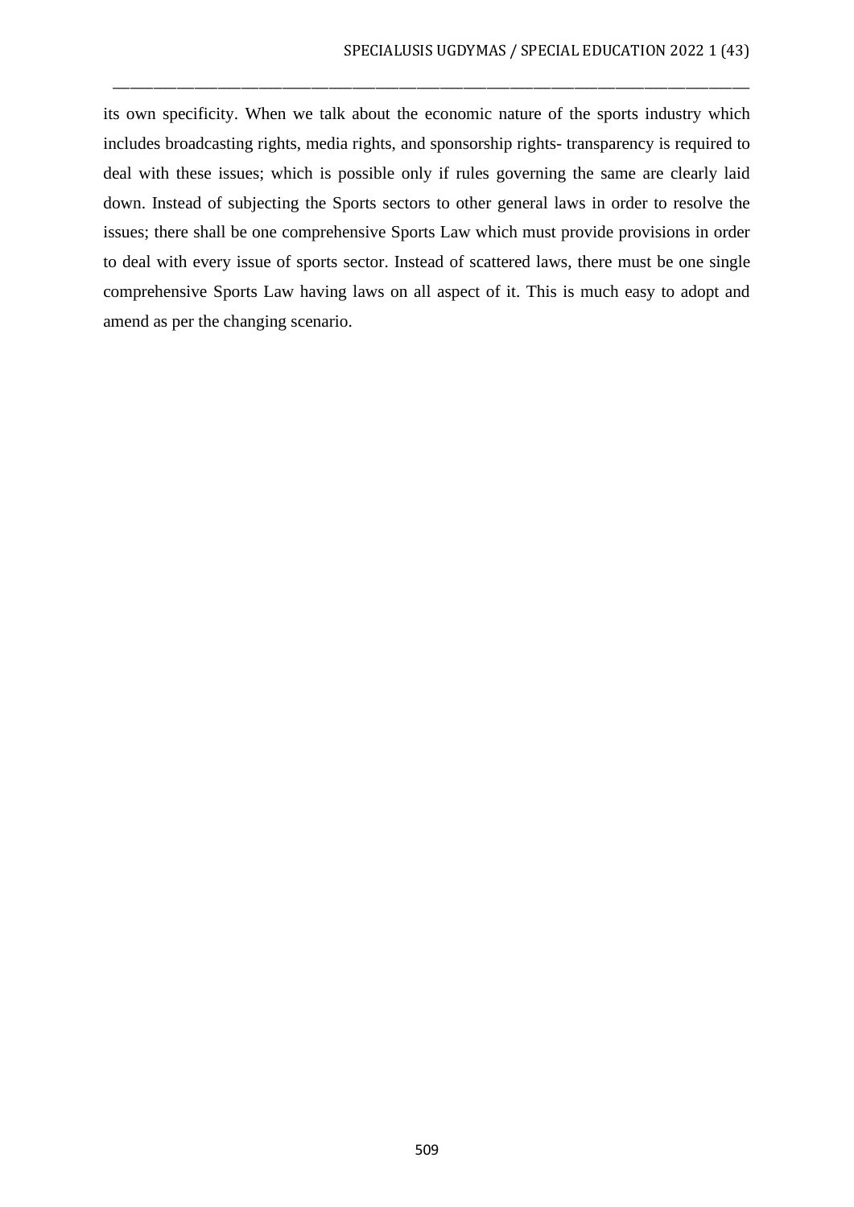its own specificity. When we talk about the economic nature of the sports industry which includes broadcasting rights, media rights, and sponsorship rights- transparency is required to deal with these issues; which is possible only if rules governing the same are clearly laid down. Instead of subjecting the Sports sectors to other general laws in order to resolve the issues; there shall be one comprehensive Sports Law which must provide provisions in order to deal with every issue of sports sector. Instead of scattered laws, there must be one single comprehensive Sports Law having laws on all aspect of it. This is much easy to adopt and amend as per the changing scenario.